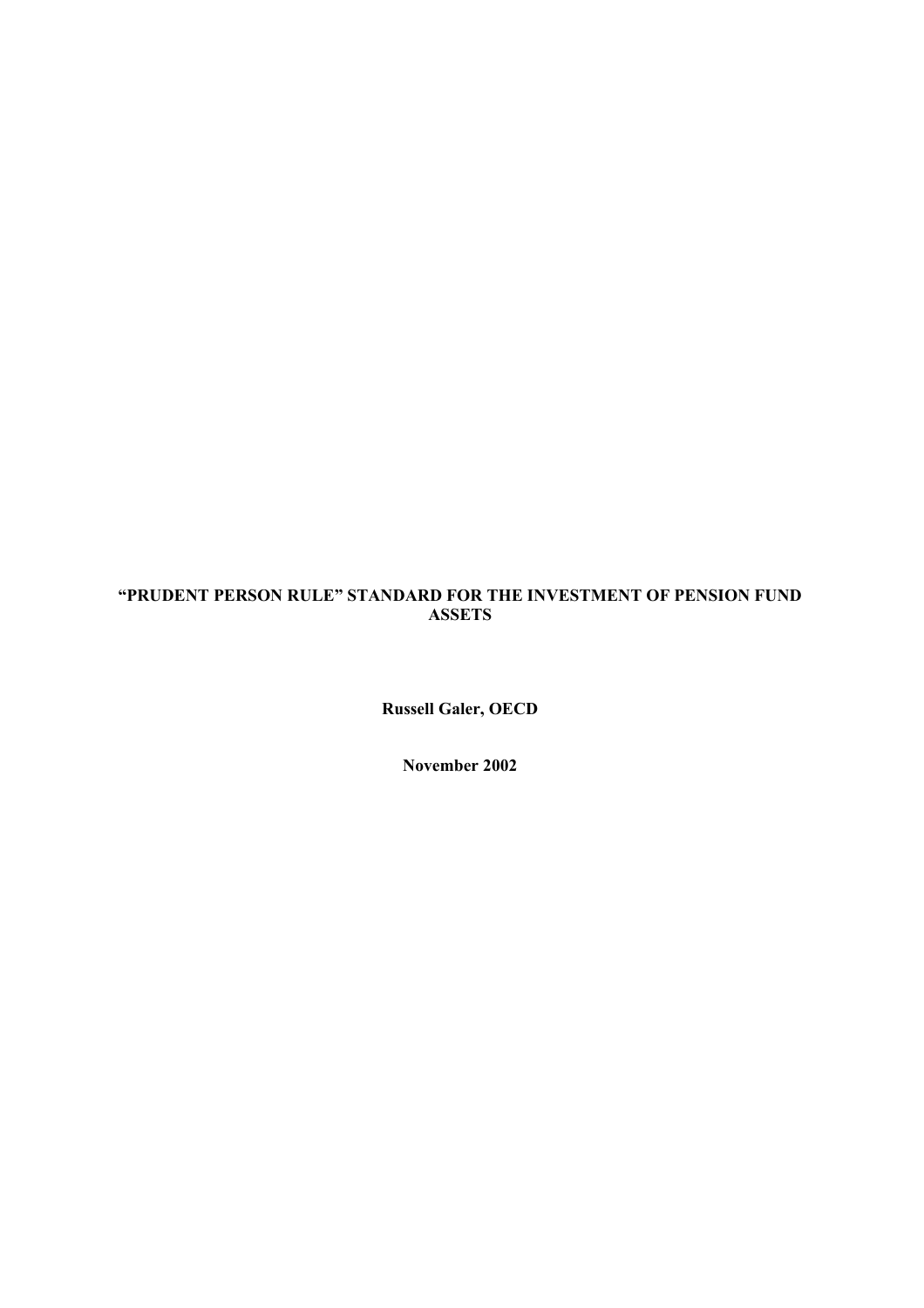# "PRUDENT PERSON RULE" STANDARD FOR THE INVESTMENT OF PENSION FUND ASSETS

**Russell Galer, OECD**

**November 2002**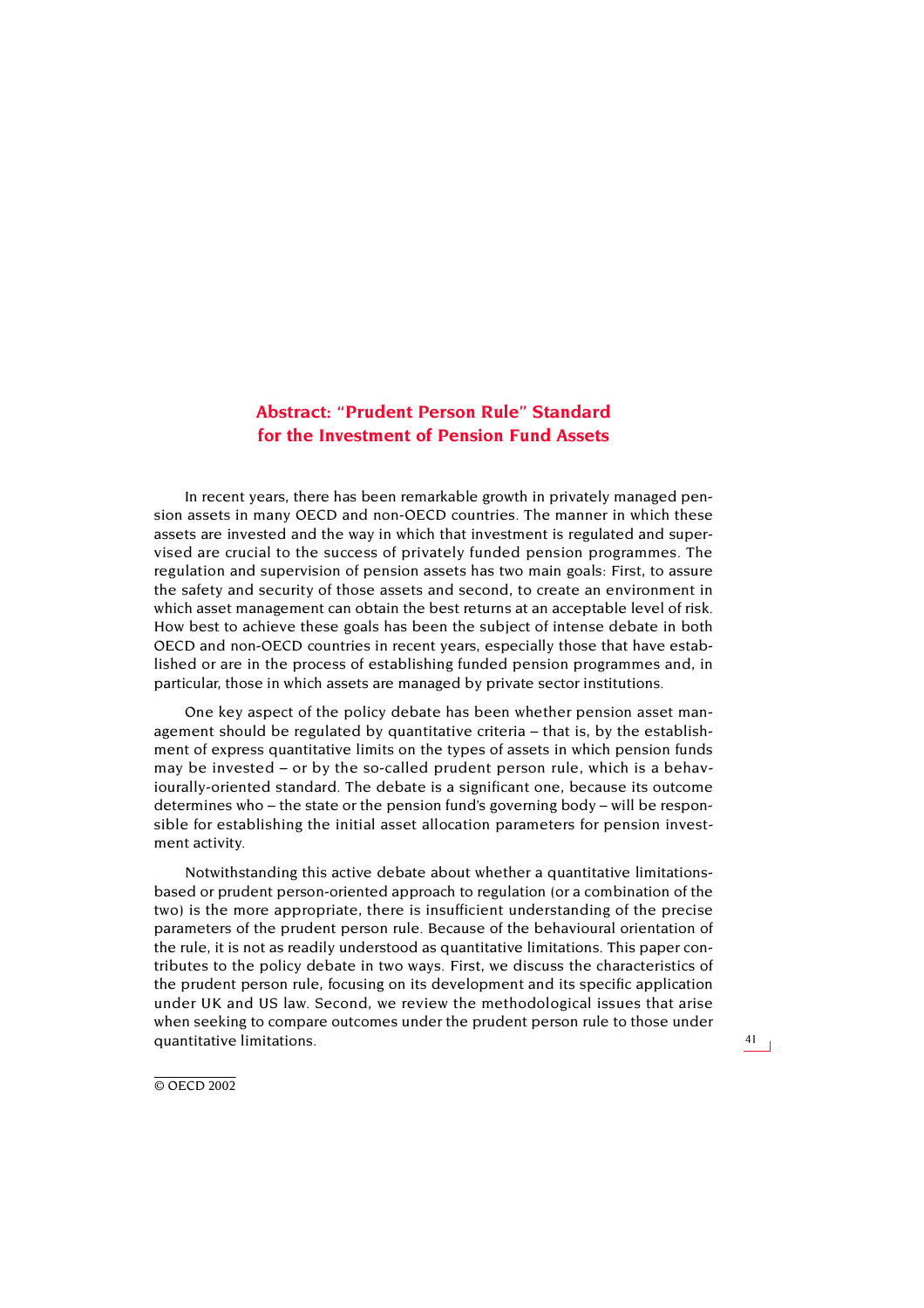# Abstract: "Prudent Person Rule" Standard for the Investment of Pension Fund Assets

In recent years, there has been remarkable growth in privately managed pension assets in many OECD and non-OECD countries. The manner in which these assets are invested and the way in which that investment is regulated and supervised are crucial to the success of privately funded pension programmes. The regulation and supervision of pension assets has two main goals: First, to assure the safety and security of those assets and second, to create an environment in which asset management can obtain the best returns at an acceptable level of risk. How best to achieve these goals has been the subject of intense debate in both OECD and non-OECD countries in recent years, especially those that have established or are in the process of establishing funded pension programmes and, in particular, those in which assets are managed by private sector institutions.

One key aspect of the policy debate has been whether pension asset management should be regulated by quantitative criteria – that is, by the establishment of express quantitative limits on the types of assets in which pension funds may be invested – or by the so-called prudent person rule, which is a behaviourally-oriented standard. The debate is a significant one, because its outcome determines who – the state or the pension fund's governing body – will be responsible for establishing the initial asset allocation parameters for pension investment activity.

Notwithstanding this active debate about whether a quantitative limitations-based or prudent person-oriented approach to regulation (or a combination of the two) is the more appropriate, there is insufficient understanding of the precise parameters of the prudent person rule. Because of the behavioural orientation of the rule, it is not as readily understood as quantitative limitations. This paper contributes to the policy debate in two ways. First, we discuss the characteristics of the prudent person rule, focusing on its development and its specific application under UK and US law. Second, we review the methodological issues that arise when seeking to compare outcomes under the prudent person rule to those under quantitative limitations.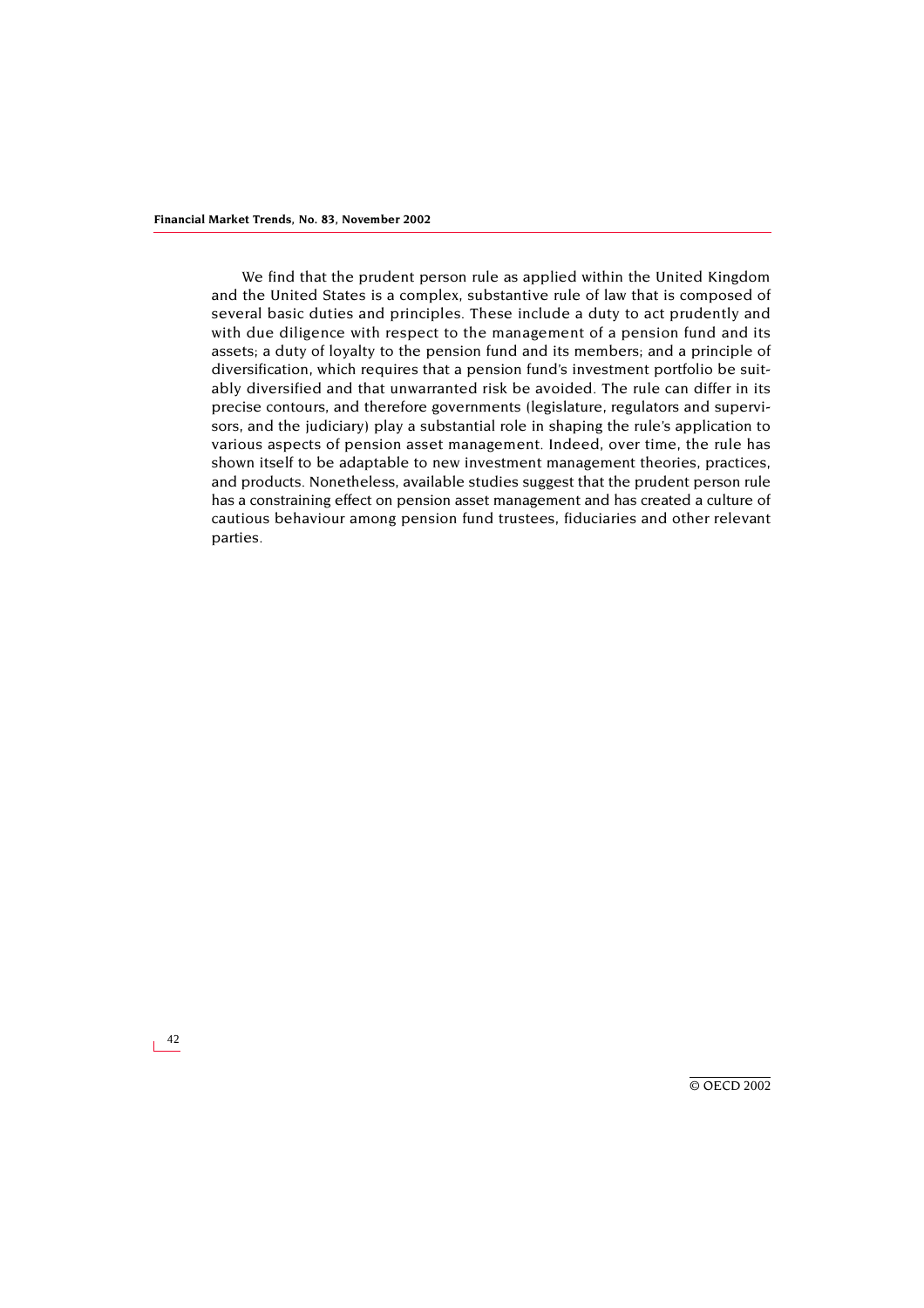We find that the prudent person rule as applied within the United Kingdom and the United States is a complex, substantive rule of law that is composed of several basic duties and principles. These include a duty to act prudently and with due diligence with respect to the management of a pension fund and its assets; a duty of loyalty to the pension fund and its members; and a principle of diversification, which requires that a pension fund's investment portfolio be suitably diversified and that unwarranted risk be avoided. The rule can differ in its precise contours, and therefore governments (legislature, regulators and supervisors, and the judiciary) play a substantial role in shaping the rule's application to various aspects of pension asset management. Indeed, over time, the rule has shown itself to be adaptable to new investment management theories, practices, and products. Nonetheless, available studies suggest that the prudent person rule has a constraining effect on pension asset management and has created a culture of cautious behaviour among pension fund trustees, fiduciaries and other relevant parties.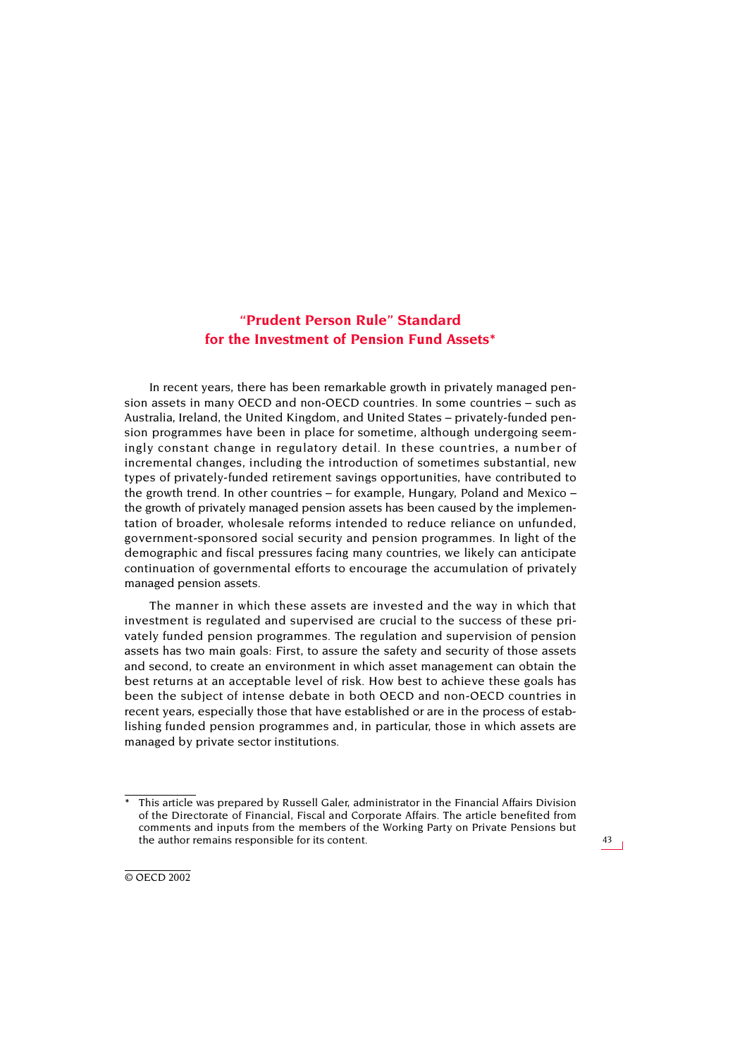# "Prudent Person Rule" Standard for the Investment of Pension Fund Assets*

In recent years, there has been remarkable growth in privately managed pension assets in many OECD and non-OECD countries. In some countries – such as Australia, Ireland, the United Kingdom, and United States – privately-funded pension programmes have been in place for sometime, although undergoing seemingly constant change in regulatory detail. In these countries, a number of incremental changes, including the introduction of sometimes substantial, new types of privately-funded retirement savings opportunities, have contributed to the growth trend. In other countries – for example, Hungary, Poland and Mexico – the growth of privately managed pension assets has been caused by the implementation of broader, wholesale reforms intended to reduce reliance on unfunded, government-sponsored social security and pension programmes. In light of the demographic and fiscal pressures facing many countries, we likely can anticipate continuation of governmental efforts to encourage the accumulation of privately managed pension assets.

The manner in which these assets are invested and the way in which that investment is regulated and supervised are crucial to the success of these privately funded pension programmes. The regulation and supervision of pension assets has two main goals: First, to assure the safety and security of those assets and second, to create an environment in which asset management can obtain the best returns at an acceptable level of risk. How best to achieve these goals has been the subject of intense debate in both OECD and non-OECD countries in recent years, especially those that have established or are in the process of establishing funded pension programmes and, in particular, those in which assets are managed by private sector institutions.

* This article was prepared by Russell Galer, administrator in the Financial Affairs Division of the Directorate of Financial, Fiscal and Corporate Affairs. The article benefited from comments and inputs from the members of the Working Party on Private Pensions but the author remains responsible for its content.

© OECD 2002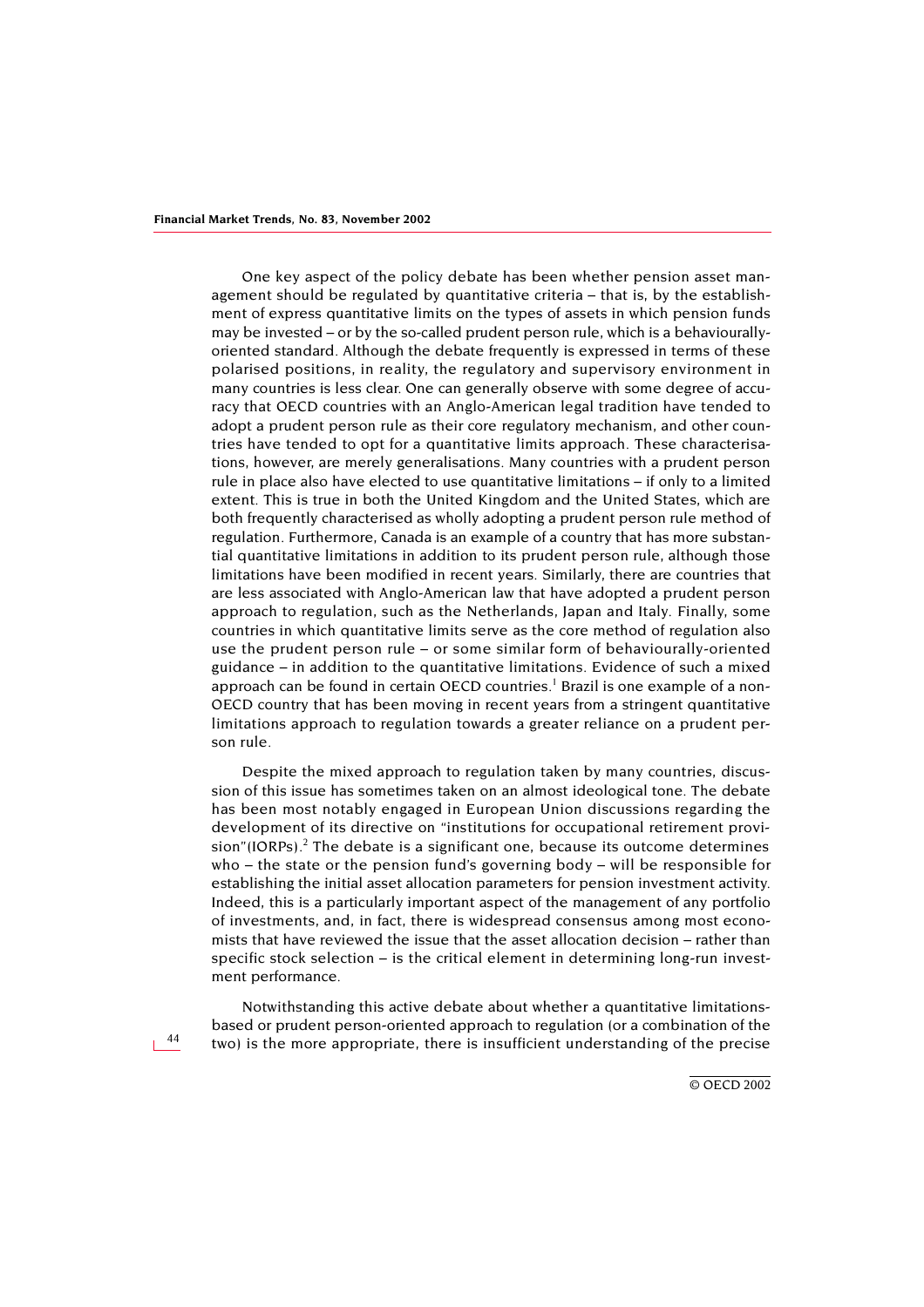One key aspect of the policy debate has been whether pension asset management should be regulated by quantitative criteria – that is, by the establishment of express quantitative limits on the types of assets in which pension funds may be invested – or by the so-called prudent person rule, which is a behaviourally-oriented standard. Although the debate frequently is expressed in terms of these polarised positions, in reality, the regulatory and supervisory environment in many countries is less clear. One can generally observe with some degree of accuracy that OECD countries with an Anglo-American legal tradition have tended to adopt a prudent person rule as their core regulatory mechanism, and other countries have tended to opt for a quantitative limits approach. These characterisations, however, are merely generalisations. Many countries with a prudent person rule in place also have elected to use quantitative limitations – if only to a limited extent. This is true in both the United Kingdom and the United States, which are both frequently characterised as wholly adopting a prudent person rule method of regulation. Furthermore, Canada is an example of a country that has more substantial quantitative limitations in addition to its prudent person rule, although those limitations have been modified in recent years. Similarly, there are countries that are less associated with Anglo-American law that have adopted a prudent person approach to regulation, such as the Netherlands, Japan and Italy. Finally, some countries in which quantitative limits serve as the core method of regulation also use the prudent person rule – or some similar form of behaviourally-oriented guidance – in addition to the quantitative limitations. Evidence of such a mixed approach can be found in certain OECD countries.[1] Brazil is one example of a non-OECD country that has been moving in recent years from a stringent quantitative limitations approach to regulation towards a greater reliance on a prudent person rule.

Despite the mixed approach to regulation taken by many countries, discussion of this issue has sometimes taken on an almost ideological tone. The debate has been most notably engaged in European Union discussions regarding the development of its directive on "institutions for occupational retirement provision"(IORPs).[2] The debate is a significant one, because its outcome determines who – the state or the pension fund's governing body – will be responsible for establishing the initial asset allocation parameters for pension investment activity. Indeed, this is a particularly important aspect of the management of any portfolio of investments, and, in fact, there is widespread consensus among most economists that have reviewed the issue that the asset allocation decision – rather than specific stock selection – is the critical element in determining long-run investment performance.

Notwithstanding this active debate about whether a quantitative limitations-based or prudent person-oriented approach to regulation (or a combination of the two) is the more appropriate, there is insufficient understanding of the precise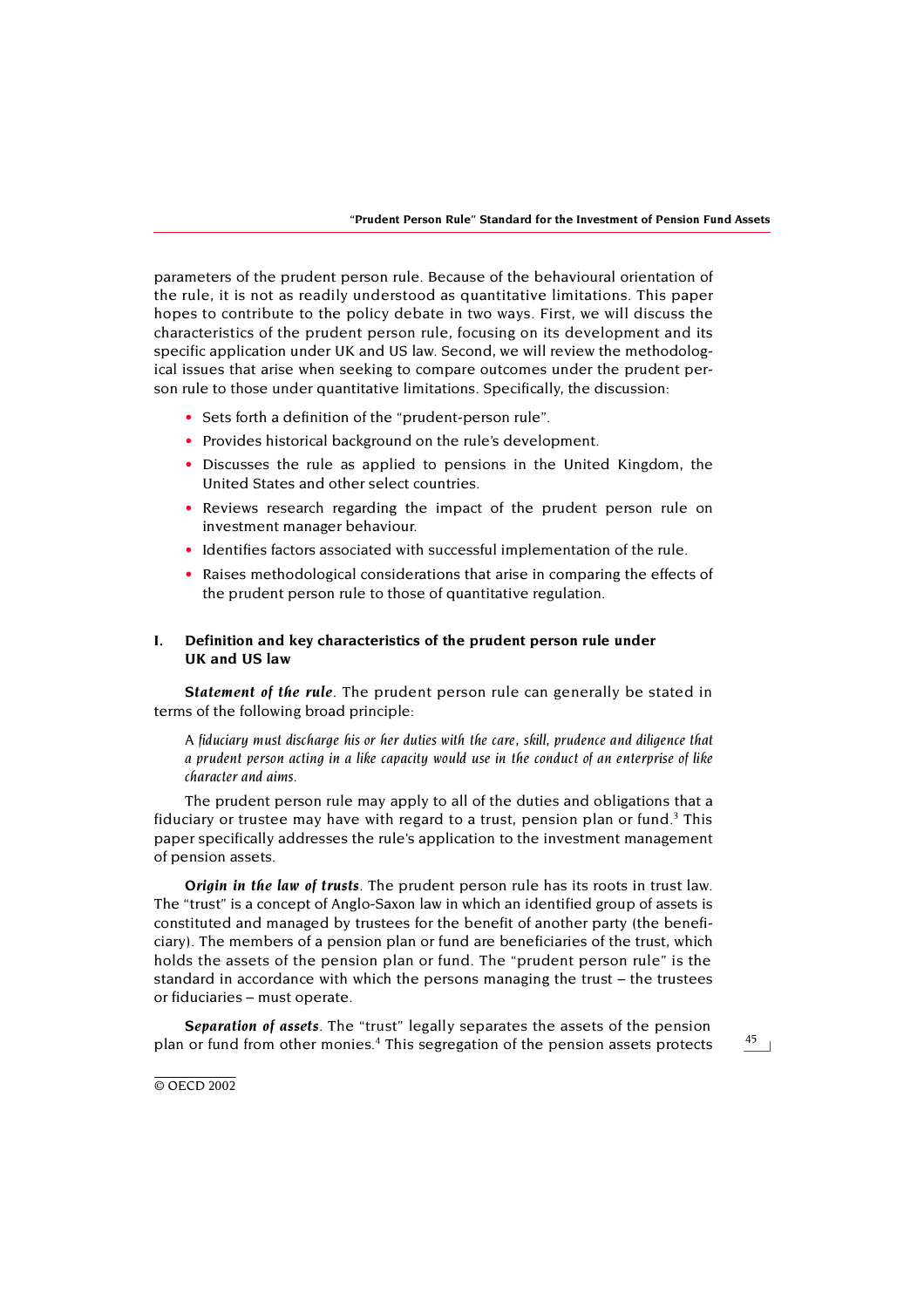parameters of the prudent person rule. Because of the behavioural orientation of the rule, it is not as readily understood as quantitative limitations. This paper hopes to contribute to the policy debate in two ways. First, we will discuss the characteristics of the prudent person rule, focusing on its development and its specific application under UK and US law. Second, we will review the methodological issues that arise when seeking to compare outcomes under the prudent person rule to those under quantitative limitations. Specifically, the discussion:

- Sets forth a definition of the "prudent-person rule".
- Provides historical background on the rule's development.
- Discusses the rule as applied to pensions in the United Kingdom, the United States and other select countries.
- Reviews research regarding the impact of the prudent person rule on investment manager behaviour.
- Identifies factors associated with successful implementation of the rule.
- Raises methodological considerations that arise in comparing the effects of the prudent person rule to those of quantitative regulation.

## I. Definition and key characteristics of the prudent person rule under UK and US law

***Statement of the rule***. The prudent person rule can generally be stated in terms of the following broad principle:

> A *fiduciary must discharge his or her duties with the care, skill, prudence and diligence that a prudent person acting in a like capacity would use in the conduct of an enterprise of like character and aims.*

The prudent person rule may apply to all of the duties and obligations that a fiduciary or trustee may have with regard to a trust, pension plan or fund.[3] This paper specifically addresses the rule's application to the investment management of pension assets.

***Origin in the law of trusts***. The prudent person rule has its roots in trust law. The "trust" is a concept of Anglo-Saxon law in which an identified group of assets is constituted and managed by trustees for the benefit of another party (the beneficiary). The members of a pension plan or fund are beneficiaries of the trust, which holds the assets of the pension plan or fund. The "prudent person rule" is the standard in accordance with which the persons managing the trust – the trustees or fiduciaries – must operate.

***Separation of assets***. The "trust" legally separates the assets of the pension plan or fund from other monies.[4] This segregation of the pension assets protects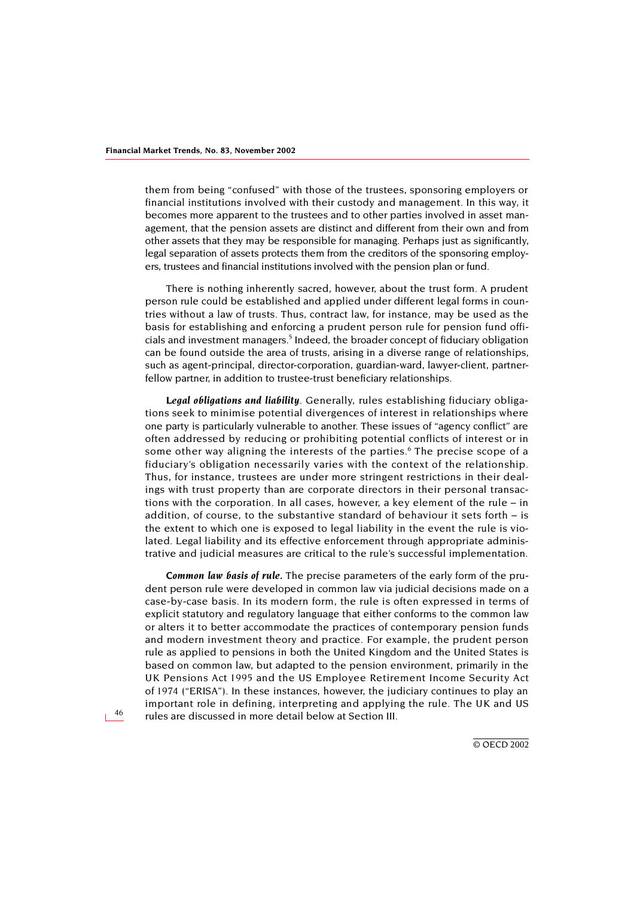them from being "confused" with those of the trustees, sponsoring employers or financial institutions involved with their custody and management. In this way, it becomes more apparent to the trustees and to other parties involved in asset management, that the pension assets are distinct and different from their own and from other assets that they may be responsible for managing. Perhaps just as significantly, legal separation of assets protects them from the creditors of the sponsoring employers, trustees and financial institutions involved with the pension plan or fund.

There is nothing inherently sacred, however, about the trust form. A prudent person rule could be established and applied under different legal forms in countries without a law of trusts. Thus, contract law, for instance, may be used as the basis for establishing and enforcing a prudent person rule for pension fund officials and investment managers.[5] Indeed, the broader concept of fiduciary obligation can be found outside the area of trusts, arising in a diverse range of relationships, such as agent-principal, director-corporation, guardian-ward, lawyer-client, partner-fellow partner, in addition to trustee-trust beneficiary relationships.

***Legal obligations and liability***. Generally, rules establishing fiduciary obligations seek to minimise potential divergences of interest in relationships where one party is particularly vulnerable to another. These issues of "agency conflict" are often addressed by reducing or prohibiting potential conflicts of interest or in some other way aligning the interests of the parties.[6] The precise scope of a fiduciary's obligation necessarily varies with the context of the relationship. Thus, for instance, trustees are under more stringent restrictions in their dealings with trust property than are corporate directors in their personal transactions with the corporation. In all cases, however, a key element of the rule – in addition, of course, to the substantive standard of behaviour it sets forth – is the extent to which one is exposed to legal liability in the event the rule is violated. Legal liability and its effective enforcement through appropriate administrative and judicial measures are critical to the rule's successful implementation.

***Common law basis of rule.*** The precise parameters of the early form of the prudent person rule were developed in common law via judicial decisions made on a case-by-case basis. In its modern form, the rule is often expressed in terms of explicit statutory and regulatory language that either conforms to the common law or alters it to better accommodate the practices of contemporary pension funds and modern investment theory and practice. For example, the prudent person rule as applied to pensions in both the United Kingdom and the United States is based on common law, but adapted to the pension environment, primarily in the UK Pensions Act 1995 and the US Employee Retirement Income Security Act of 1974 ("ERISA"). In these instances, however, the judiciary continues to play an important role in defining, interpreting and applying the rule. The UK and US rules are discussed in more detail below at Section III.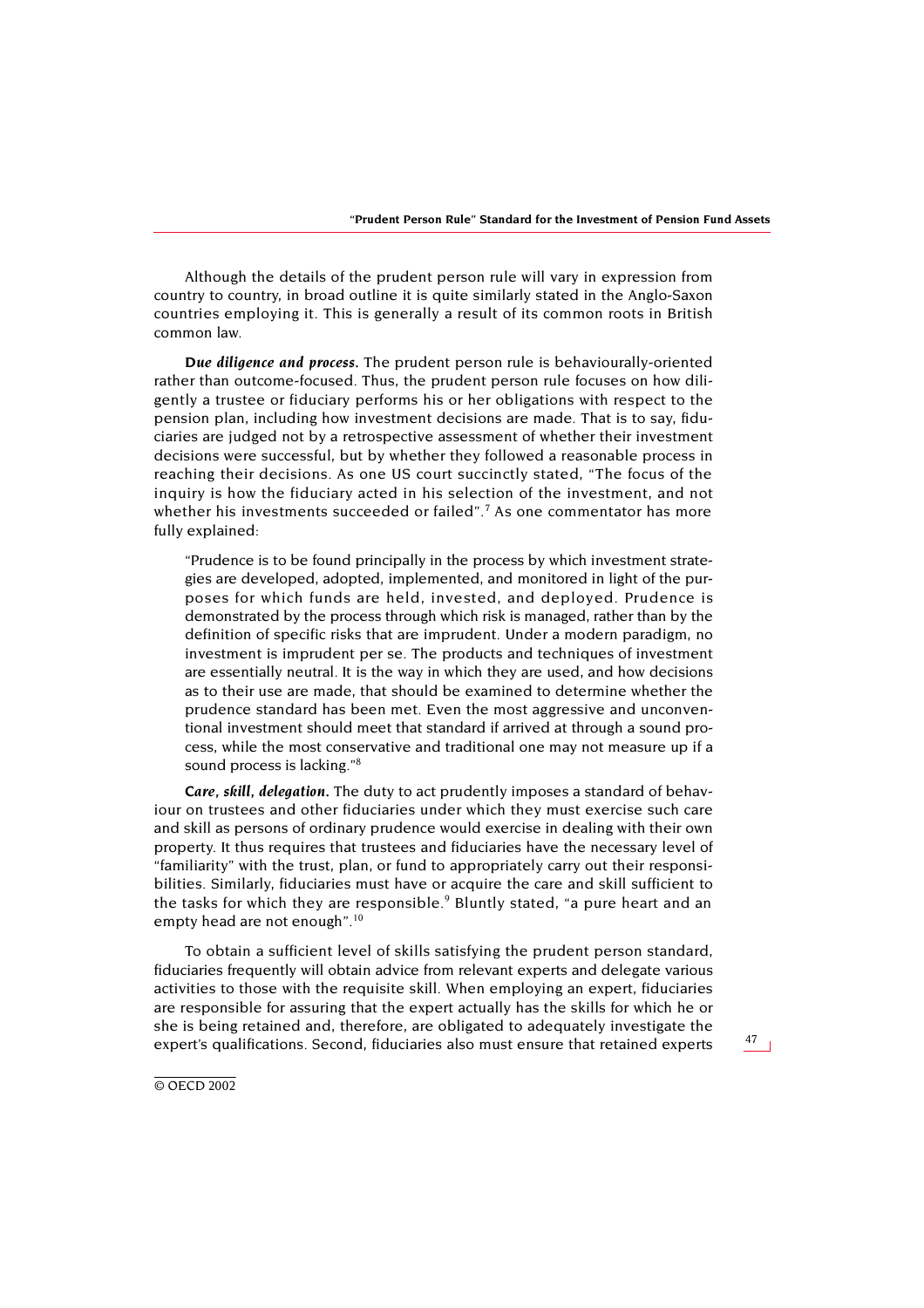Although the details of the prudent person rule will vary in expression from country to country, in broad outline it is quite similarly stated in the Anglo-Saxon countries employing it. This is generally a result of its common roots in British common law.

***Due diligence and process.*** The prudent person rule is behaviourally-oriented rather than outcome-focused. Thus, the prudent person rule focuses on how diligently a trustee or fiduciary performs his or her obligations with respect to the pension plan, including how investment decisions are made. That is to say, fiduciaries are judged not by a retrospective assessment of whether their investment decisions were successful, but by whether they followed a reasonable process in reaching their decisions. As one US court succinctly stated, "The focus of the inquiry is how the fiduciary acted in his selection of the investment, and not whether his investments succeeded or failed".[7] As one commentator has more fully explained:

> "Prudence is to be found principally in the process by which investment strategies are developed, adopted, implemented, and monitored in light of the purposes for which funds are held, invested, and deployed. Prudence is demonstrated by the process through which risk is managed, rather than by the definition of specific risks that are imprudent. Under a modern paradigm, no investment is imprudent per se. The products and techniques of investment are essentially neutral. It is the way in which they are used, and how decisions as to their use are made, that should be examined to determine whether the prudence standard has been met. Even the most aggressive and unconventional investment should meet that standard if arrived at through a sound process, while the most conservative and traditional one may not measure up if a sound process is lacking."[8]

***Care, skill, delegation.*** The duty to act prudently imposes a standard of behaviour on trustees and other fiduciaries under which they must exercise such care and skill as persons of ordinary prudence would exercise in dealing with their own property. It thus requires that trustees and fiduciaries have the necessary level of "familiarity" with the trust, plan, or fund to appropriately carry out their responsibilities. Similarly, fiduciaries must have or acquire the care and skill sufficient to the tasks for which they are responsible.[9] Bluntly stated, "a pure heart and an empty head are not enough".[10]

To obtain a sufficient level of skills satisfying the prudent person standard, fiduciaries frequently will obtain advice from relevant experts and delegate various activities to those with the requisite skill. When employing an expert, fiduciaries are responsible for assuring that the expert actually has the skills for which he or she is being retained and, therefore, are obligated to adequately investigate the expert's qualifications. Second, fiduciaries also must ensure that retained experts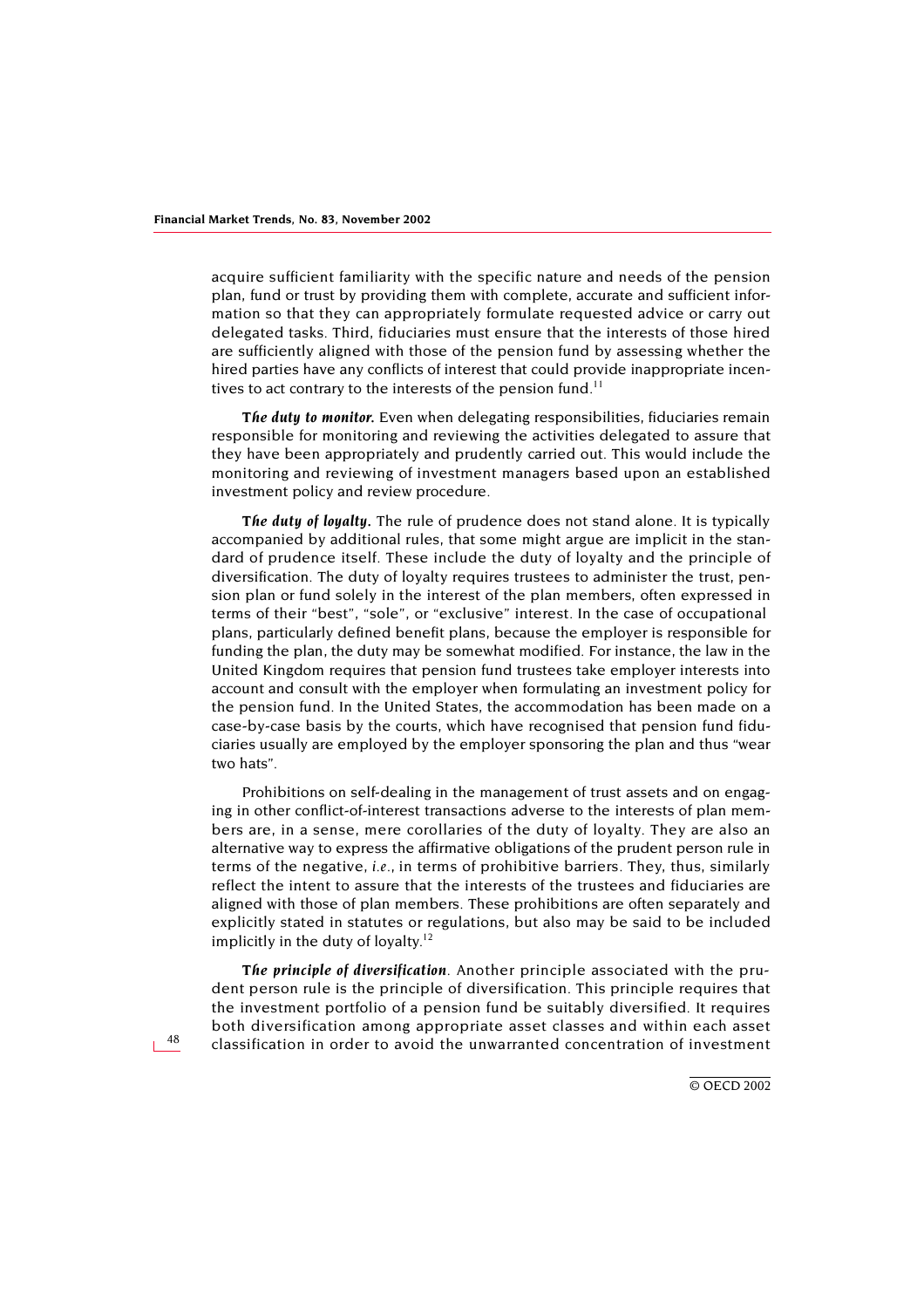acquire sufficient familiarity with the specific nature and needs of the pension plan, fund or trust by providing them with complete, accurate and sufficient information so that they can appropriately formulate requested advice or carry out delegated tasks. Third, fiduciaries must ensure that the interests of those hired are sufficiently aligned with those of the pension fund by assessing whether the hired parties have any conflicts of interest that could provide inappropriate incentives to act contrary to the interests of the pension fund.[11]

***The duty to monitor.*** Even when delegating responsibilities, fiduciaries remain responsible for monitoring and reviewing the activities delegated to assure that they have been appropriately and prudently carried out. This would include the monitoring and reviewing of investment managers based upon an established investment policy and review procedure.

***The duty of loyalty.*** The rule of prudence does not stand alone. It is typically accompanied by additional rules, that some might argue are implicit in the standard of prudence itself. These include the duty of loyalty and the principle of diversification. The duty of loyalty requires trustees to administer the trust, pension plan or fund solely in the interest of the plan members, often expressed in terms of their "best", "sole", or "exclusive" interest. In the case of occupational plans, particularly defined benefit plans, because the employer is responsible for funding the plan, the duty may be somewhat modified. For instance, the law in the United Kingdom requires that pension fund trustees take employer interests into account and consult with the employer when formulating an investment policy for the pension fund. In the United States, the accommodation has been made on a case-by-case basis by the courts, which have recognised that pension fund fiduciaries usually are employed by the employer sponsoring the plan and thus "wear two hats".

Prohibitions on self-dealing in the management of trust assets and on engaging in other conflict-of-interest transactions adverse to the interests of plan members are, in a sense, mere corollaries of the duty of loyalty. They are also an alternative way to express the affirmative obligations of the prudent person rule in terms of the negative, *i.e.*, in terms of prohibitive barriers. They, thus, similarly reflect the intent to assure that the interests of the trustees and fiduciaries are aligned with those of plan members. These prohibitions are often separately and explicitly stated in statutes or regulations, but also may be said to be included implicitly in the duty of loyalty.[12]

***The principle of diversification.*** Another principle associated with the prudent person rule is the principle of diversification. This principle requires that the investment portfolio of a pension fund be suitably diversified. It requires both diversification among appropriate asset classes and within each asset classification in order to avoid the unwarranted concentration of investment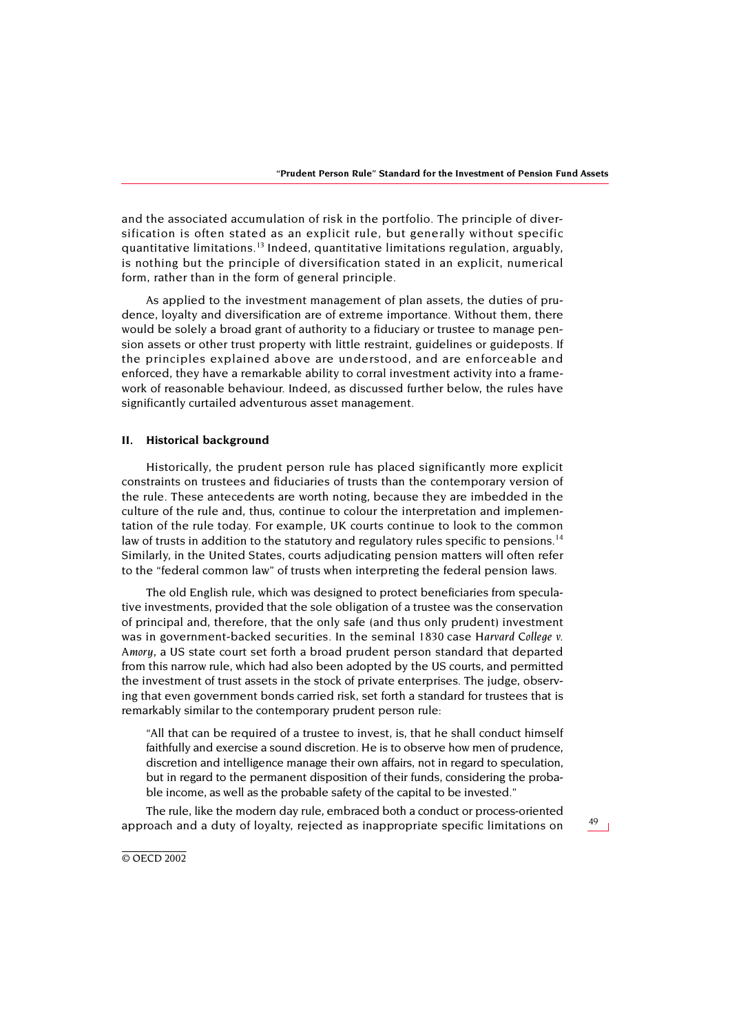and the associated accumulation of risk in the portfolio. The principle of diversification is often stated as an explicit rule, but generally without specific quantitative limitations.[13] Indeed, quantitative limitations regulation, arguably, is nothing but the principle of diversification stated in an explicit, numerical form, rather than in the form of general principle.

As applied to the investment management of plan assets, the duties of prudence, loyalty and diversification are of extreme importance. Without them, there would be solely a broad grant of authority to a fiduciary or trustee to manage pension assets or other trust property with little restraint, guidelines or guideposts. If the principles explained above are understood, and are enforceable and enforced, they have a remarkable ability to corral investment activity into a framework of reasonable behaviour. Indeed, as discussed further below, the rules have significantly curtailed adventurous asset management.

## II. Historical background

Historically, the prudent person rule has placed significantly more explicit constraints on trustees and fiduciaries of trusts than the contemporary version of the rule. These antecedents are worth noting, because they are imbedded in the culture of the rule and, thus, continue to colour the interpretation and implementation of the rule today. For example, UK courts continue to look to the common law of trusts in addition to the statutory and regulatory rules specific to pensions.[14] Similarly, in the United States, courts adjudicating pension matters will often refer to the "federal common law" of trusts when interpreting the federal pension laws.

The old English rule, which was designed to protect beneficiaries from speculative investments, provided that the sole obligation of a trustee was the conservation of principal and, therefore, that the only safe (and thus only prudent) investment was in government-backed securities. In the seminal 1830 case *Harvard College v. Amory*, a US state court set forth a broad prudent person standard that departed from this narrow rule, which had also been adopted by the US courts, and permitted the investment of trust assets in the stock of private enterprises. The judge, observing that even government bonds carried risk, set forth a standard for trustees that is remarkably similar to the contemporary prudent person rule:

> "All that can be required of a trustee to invest, is, that he shall conduct himself faithfully and exercise a sound discretion. He is to observe how men of prudence, discretion and intelligence manage their own affairs, not in regard to speculation, but in regard to the permanent disposition of their funds, considering the probable income, as well as the probable safety of the capital to be invested."

The rule, like the modern day rule, embraced both a conduct or process-oriented approach and a duty of loyalty, rejected as inappropriate specific limitations on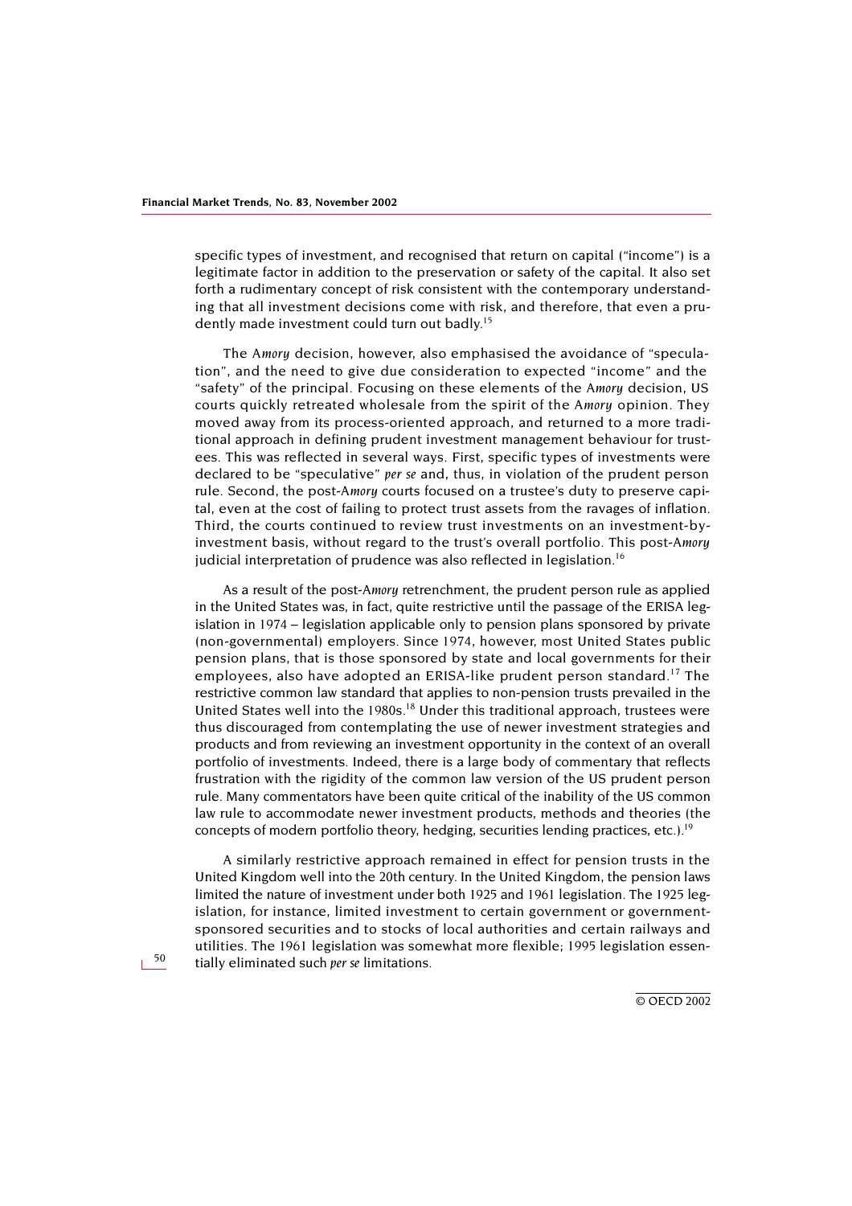specific types of investment, and recognised that return on capital ("income") is a legitimate factor in addition to the preservation or safety of the capital. It also set forth a rudimentary concept of risk consistent with the contemporary understanding that all investment decisions come with risk, and therefore, that even a prudently made investment could turn out badly.[15]

The A*mory* decision, however, also emphasised the avoidance of "speculation", and the need to give due consideration to expected "income" and the "safety" of the principal. Focusing on these elements of the A*mory* decision, US courts quickly retreated wholesale from the spirit of the A*mory* opinion. They moved away from its process-oriented approach, and returned to a more traditional approach in defining prudent investment management behaviour for trustees. This was reflected in several ways. First, specific types of investments were declared to be "speculative" *per se* and, thus, in violation of the prudent person rule. Second, the post-A*mory* courts focused on a trustee's duty to preserve capital, even at the cost of failing to protect trust assets from the ravages of inflation. Third, the courts continued to review trust investments on an investment-by-investment basis, without regard to the trust's overall portfolio. This post-A*mory* judicial interpretation of prudence was also reflected in legislation.[16]

As a result of the post-A*mory* retrenchment, the prudent person rule as applied in the United States was, in fact, quite restrictive until the passage of the ERISA legislation in 1974 – legislation applicable only to pension plans sponsored by private (non-governmental) employers. Since 1974, however, most United States public pension plans, that is those sponsored by state and local governments for their employees, also have adopted an ERISA-like prudent person standard.[17] The restrictive common law standard that applies to non-pension trusts prevailed in the United States well into the 1980s.[18] Under this traditional approach, trustees were thus discouraged from contemplating the use of newer investment strategies and products and from reviewing an investment opportunity in the context of an overall portfolio of investments. Indeed, there is a large body of commentary that reflects frustration with the rigidity of the common law version of the US prudent person rule. Many commentators have been quite critical of the inability of the US common law rule to accommodate newer investment products, methods and theories (the concepts of modern portfolio theory, hedging, securities lending practices, etc.).[19]

A similarly restrictive approach remained in effect for pension trusts in the United Kingdom well into the 20th century. In the United Kingdom, the pension laws limited the nature of investment under both 1925 and 1961 legislation. The 1925 legislation, for instance, limited investment to certain government or government-sponsored securities and to stocks of local authorities and certain railways and utilities. The 1961 legislation was somewhat more flexible; 1995 legislation essentially eliminated such *per se* limitations.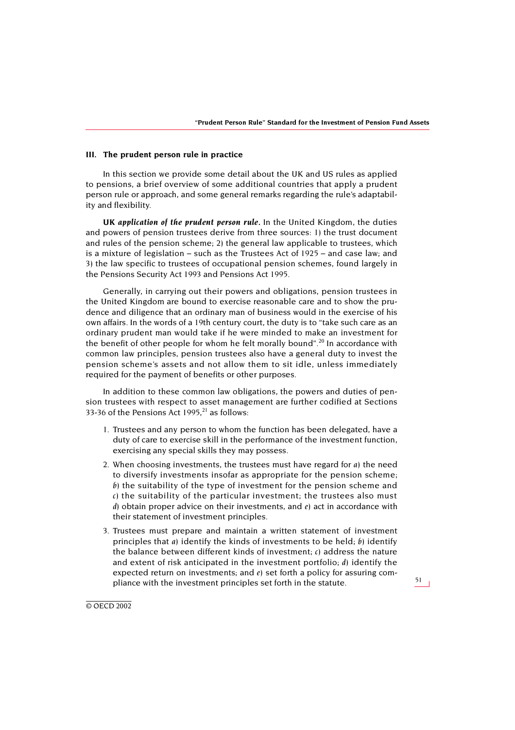### III. The prudent person rule in practice

In this section we provide some detail about the UK and US rules as applied to pensions, a brief overview of some additional countries that apply a prudent person rule or approach, and some general remarks regarding the rule's adaptability and flexibility.

**UK *application of the prudent person rule*.** In the United Kingdom, the duties and powers of pension trustees derive from three sources: 1) the trust document and rules of the pension scheme; 2) the general law applicable to trustees, which is a mixture of legislation – such as the Trustees Act of 1925 – and case law; and 3) the law specific to trustees of occupational pension schemes, found largely in the Pensions Security Act 1993 and Pensions Act 1995.

Generally, in carrying out their powers and obligations, pension trustees in the United Kingdom are bound to exercise reasonable care and to show the prudence and diligence that an ordinary man of business would in the exercise of his own affairs. In the words of a 19th century court, the duty is to "take such care as an ordinary prudent man would take if he were minded to make an investment for the benefit of other people for whom he felt morally bound".[20] In accordance with common law principles, pension trustees also have a general duty to invest the pension scheme's assets and not allow them to sit idle, unless immediately required for the payment of benefits or other purposes.

In addition to these common law obligations, the powers and duties of pension trustees with respect to asset management are further codified at Sections 33-36 of the Pensions Act 1995,[21] as follows:

1. Trustees and any person to whom the function has been delegated, have a duty of care to exercise skill in the performance of the investment function, exercising any special skills they may possess.
2. When choosing investments, the trustees must have regard for *a*) the need to diversify investments insofar as appropriate for the pension scheme; *b*) the suitability of the type of investment for the pension scheme and *c*) the suitability of the particular investment; the trustees also must *d*) obtain proper advice on their investments, and *e*) act in accordance with their statement of investment principles.
3. Trustees must prepare and maintain a written statement of investment principles that *a*) identify the kinds of investments to be held; *b*) identify the balance between different kinds of investment; *c*) address the nature and extent of risk anticipated in the investment portfolio; *d*) identify the expected return on investments; and *e*) set forth a policy for assuring compliance with the investment principles set forth in the statute.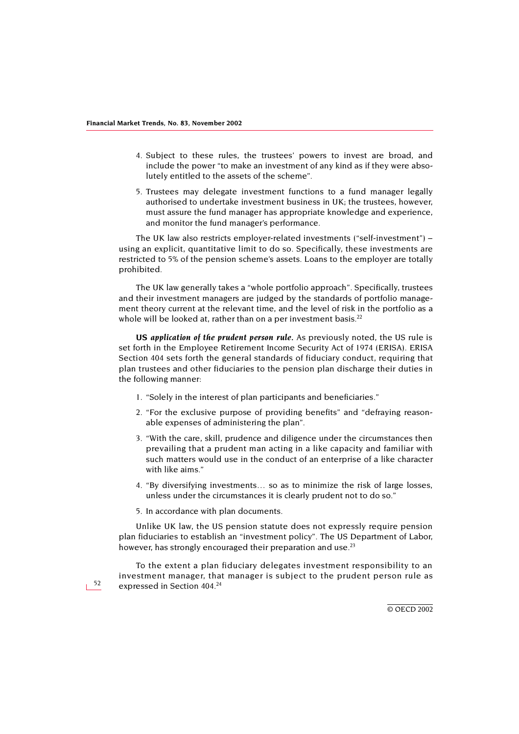4. Subject to these rules, the trustees' powers to invest are broad, and include the power "to make an investment of any kind as if they were absolutely entitled to the assets of the scheme".
5. Trustees may delegate investment functions to a fund manager legally authorised to undertake investment business in UK; the trustees, however, must assure the fund manager has appropriate knowledge and experience, and monitor the fund manager's performance.

The UK law also restricts employer-related investments ("self-investment") – using an explicit, quantitative limit to do so. Specifically, these investments are restricted to 5% of the pension scheme's assets. Loans to the employer are totally prohibited.

The UK law generally takes a "whole portfolio approach". Specifically, trustees and their investment managers are judged by the standards of portfolio management theory current at the relevant time, and the level of risk in the portfolio as a whole will be looked at, rather than on a per investment basis.[22]

**US *application of the prudent person rule.*** As previously noted, the US rule is set forth in the Employee Retirement Income Security Act of 1974 (ERISA). ERISA Section 404 sets forth the general standards of fiduciary conduct, requiring that plan trustees and other fiduciaries to the pension plan discharge their duties in the following manner:

1. "Solely in the interest of plan participants and beneficiaries."
2. "For the exclusive purpose of providing benefits" and "defraying reasonable expenses of administering the plan".
3. "With the care, skill, prudence and diligence under the circumstances then prevailing that a prudent man acting in a like capacity and familiar with such matters would use in the conduct of an enterprise of a like character with like aims."
4. "By diversifying investments… so as to minimize the risk of large losses, unless under the circumstances it is clearly prudent not to do so."
5. In accordance with plan documents.

Unlike UK law, the US pension statute does not expressly require pension plan fiduciaries to establish an "investment policy". The US Department of Labor, however, has strongly encouraged their preparation and use.[23]

To the extent a plan fiduciary delegates investment responsibility to an investment manager, that manager is subject to the prudent person rule as expressed in Section 404.[24]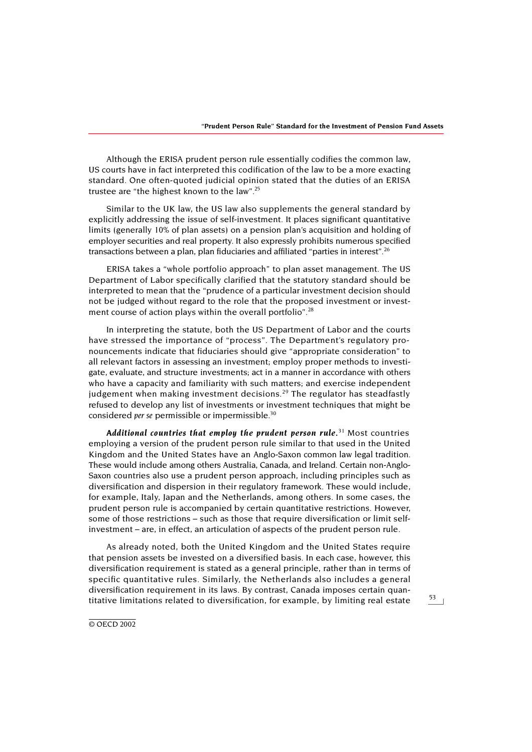Although the ERISA prudent person rule essentially codifies the common law, US courts have in fact interpreted this codification of the law to be a more exacting standard. One often-quoted judicial opinion stated that the duties of an ERISA trustee are "the highest known to the law".[25]

Similar to the UK law, the US law also supplements the general standard by explicitly addressing the issue of self-investment. It places significant quantitative limits (generally 10% of plan assets) on a pension plan's acquisition and holding of employer securities and real property. It also expressly prohibits numerous specified transactions between a plan, plan fiduciaries and affiliated "parties in interest".[26]

ERISA takes a "whole portfolio approach" to plan asset management. The US Department of Labor specifically clarified that the statutory standard should be interpreted to mean that the "prudence of a particular investment decision should not be judged without regard to the role that the proposed investment or investment course of action plays within the overall portfolio".[28]

In interpreting the statute, both the US Department of Labor and the courts have stressed the importance of "process". The Department's regulatory pronouncements indicate that fiduciaries should give "appropriate consideration" to all relevant factors in assessing an investment; employ proper methods to investigate, evaluate, and structure investments; act in a manner in accordance with others who have a capacity and familiarity with such matters; and exercise independent judgement when making investment decisions.[29] The regulator has steadfastly refused to develop any list of investments or investment techniques that might be considered *per se* permissible or impermissible.[30]

***Additional countries that employ the prudent person rule.***[31] Most countries employing a version of the prudent person rule similar to that used in the United Kingdom and the United States have an Anglo-Saxon common law legal tradition. These would include among others Australia, Canada, and Ireland. Certain non-Anglo-Saxon countries also use a prudent person approach, including principles such as diversification and dispersion in their regulatory framework. These would include, for example, Italy, Japan and the Netherlands, among others. In some cases, the prudent person rule is accompanied by certain quantitative restrictions. However, some of those restrictions – such as those that require diversification or limit self-investment – are, in effect, an articulation of aspects of the prudent person rule.

As already noted, both the United Kingdom and the United States require that pension assets be invested on a diversified basis. In each case, however, this diversification requirement is stated as a general principle, rather than in terms of specific quantitative rules. Similarly, the Netherlands also includes a general diversification requirement in its laws. By contrast, Canada imposes certain quantitative limitations related to diversification, for example, by limiting real estate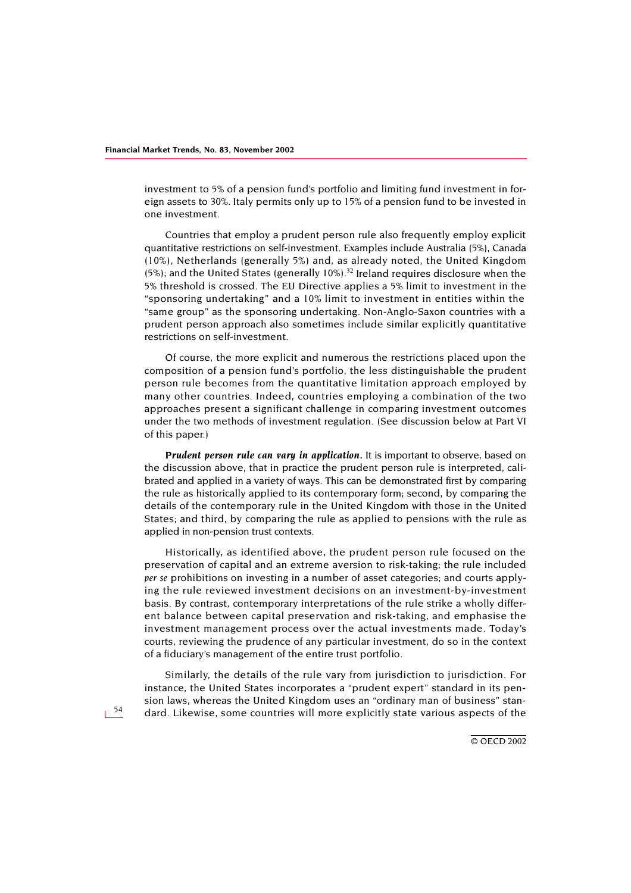investment to 5% of a pension fund's portfolio and limiting fund investment in foreign assets to 30%. Italy permits only up to 15% of a pension fund to be invested in one investment.

Countries that employ a prudent person rule also frequently employ explicit quantitative restrictions on self-investment. Examples include Australia (5%), Canada (10%), Netherlands (generally 5%) and, as already noted, the United Kingdom (5%); and the United States (generally 10%).[32] Ireland requires disclosure when the 5% threshold is crossed. The EU Directive applies a 5% limit to investment in the "sponsoring undertaking" and a 10% limit to investment in entities within the "same group" as the sponsoring undertaking. Non-Anglo-Saxon countries with a prudent person approach also sometimes include similar explicitly quantitative restrictions on self-investment.

Of course, the more explicit and numerous the restrictions placed upon the composition of a pension fund's portfolio, the less distinguishable the prudent person rule becomes from the quantitative limitation approach employed by many other countries. Indeed, countries employing a combination of the two approaches present a significant challenge in comparing investment outcomes under the two methods of investment regulation. (See discussion below at Part VI of this paper.)

***Prudent person rule can vary in application.*** It is important to observe, based on the discussion above, that in practice the prudent person rule is interpreted, calibrated and applied in a variety of ways. This can be demonstrated first by comparing the rule as historically applied to its contemporary form; second, by comparing the details of the contemporary rule in the United Kingdom with those in the United States; and third, by comparing the rule as applied to pensions with the rule as applied in non-pension trust contexts.

Historically, as identified above, the prudent person rule focused on the preservation of capital and an extreme aversion to risk-taking; the rule included *per se* prohibitions on investing in a number of asset categories; and courts applying the rule reviewed investment decisions on an investment-by-investment basis. By contrast, contemporary interpretations of the rule strike a wholly different balance between capital preservation and risk-taking, and emphasise the investment management process over the actual investments made. Today's courts, reviewing the prudence of any particular investment, do so in the context of a fiduciary's management of the entire trust portfolio.

Similarly, the details of the rule vary from jurisdiction to jurisdiction. For instance, the United States incorporates a "prudent expert" standard in its pension laws, whereas the United Kingdom uses an "ordinary man of business" standard. Likewise, some countries will more explicitly state various aspects of the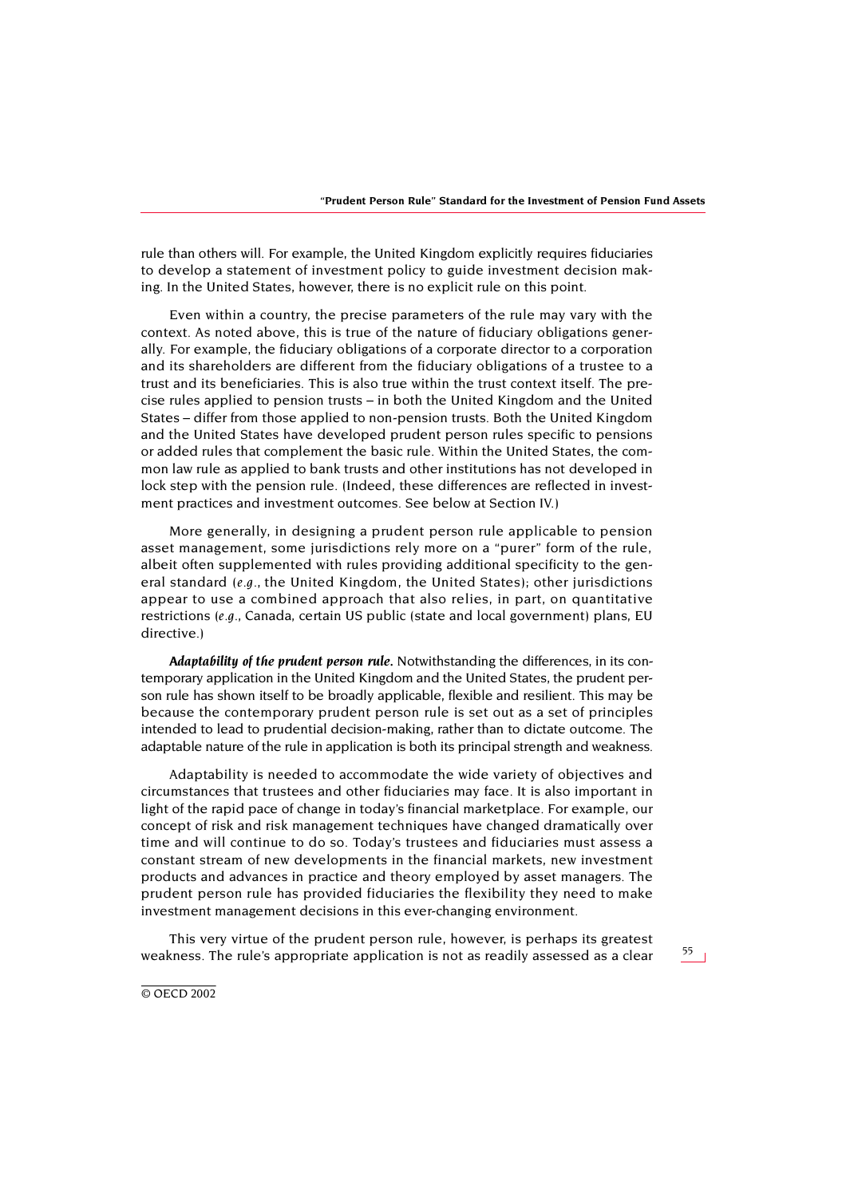rule than others will. For example, the United Kingdom explicitly requires fiduciaries to develop a statement of investment policy to guide investment decision making. In the United States, however, there is no explicit rule on this point.

Even within a country, the precise parameters of the rule may vary with the context. As noted above, this is true of the nature of fiduciary obligations generally. For example, the fiduciary obligations of a corporate director to a corporation and its shareholders are different from the fiduciary obligations of a trustee to a trust and its beneficiaries. This is also true within the trust context itself. The precise rules applied to pension trusts – in both the United Kingdom and the United States – differ from those applied to non-pension trusts. Both the United Kingdom and the United States have developed prudent person rules specific to pensions or added rules that complement the basic rule. Within the United States, the common law rule as applied to bank trusts and other institutions has not developed in lock step with the pension rule. (Indeed, these differences are reflected in investment practices and investment outcomes. See below at Section IV.)

More generally, in designing a prudent person rule applicable to pension asset management, some jurisdictions rely more on a "purer" form of the rule, albeit often supplemented with rules providing additional specificity to the general standard (*e.g.*, the United Kingdom, the United States); other jurisdictions appear to use a combined approach that also relies, in part, on quantitative restrictions (*e.g.*, Canada, certain US public (state and local government) plans, EU directive.)

***Adaptability of the prudent person rule.*** Notwithstanding the differences, in its contemporary application in the United Kingdom and the United States, the prudent person rule has shown itself to be broadly applicable, flexible and resilient. This may be because the contemporary prudent person rule is set out as a set of principles intended to lead to prudential decision-making, rather than to dictate outcome. The adaptable nature of the rule in application is both its principal strength and weakness.

Adaptability is needed to accommodate the wide variety of objectives and circumstances that trustees and other fiduciaries may face. It is also important in light of the rapid pace of change in today's financial marketplace. For example, our concept of risk and risk management techniques have changed dramatically over time and will continue to do so. Today's trustees and fiduciaries must assess a constant stream of new developments in the financial markets, new investment products and advances in practice and theory employed by asset managers. The prudent person rule has provided fiduciaries the flexibility they need to make investment management decisions in this ever-changing environment.

This very virtue of the prudent person rule, however, is perhaps its greatest weakness. The rule's appropriate application is not as readily assessed as a clear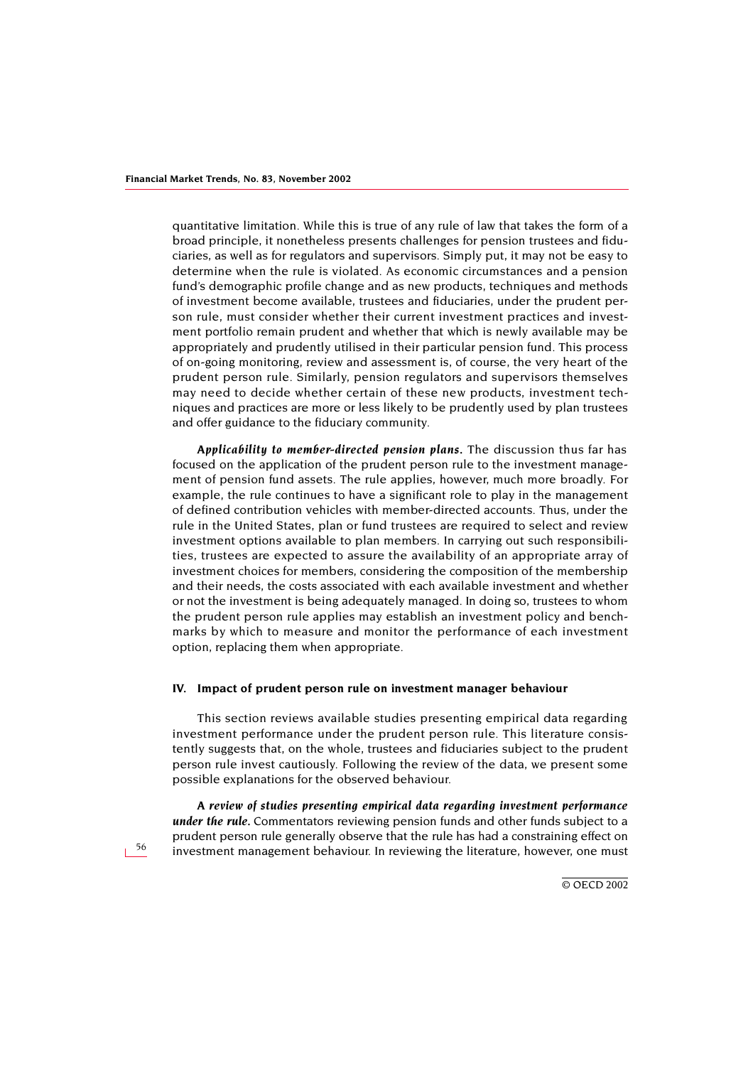quantitative limitation. While this is true of any rule of law that takes the form of a broad principle, it nonetheless presents challenges for pension trustees and fiduciaries, as well as for regulators and supervisors. Simply put, it may not be easy to determine when the rule is violated. As economic circumstances and a pension fund's demographic profile change and as new products, techniques and methods of investment become available, trustees and fiduciaries, under the prudent person rule, must consider whether their current investment practices and investment portfolio remain prudent and whether that which is newly available may be appropriately and prudently utilised in their particular pension fund. This process of on-going monitoring, review and assessment is, of course, the very heart of the prudent person rule. Similarly, pension regulators and supervisors themselves may need to decide whether certain of these new products, investment techniques and practices are more or less likely to be prudently used by plan trustees and offer guidance to the fiduciary community.

***Applicability to member-directed pension plans.*** The discussion thus far has focused on the application of the prudent person rule to the investment management of pension fund assets. The rule applies, however, much more broadly. For example, the rule continues to have a significant role to play in the management of defined contribution vehicles with member-directed accounts. Thus, under the rule in the United States, plan or fund trustees are required to select and review investment options available to plan members. In carrying out such responsibilities, trustees are expected to assure the availability of an appropriate array of investment choices for members, considering the composition of the membership and their needs, the costs associated with each available investment and whether or not the investment is being adequately managed. In doing so, trustees to whom the prudent person rule applies may establish an investment policy and benchmarks by which to measure and monitor the performance of each investment option, replacing them when appropriate.

## IV. Impact of prudent person rule on investment manager behaviour

This section reviews available studies presenting empirical data regarding investment performance under the prudent person rule. This literature consistently suggests that, on the whole, trustees and fiduciaries subject to the prudent person rule invest cautiously. Following the review of the data, we present some possible explanations for the observed behaviour.

***A review of studies presenting empirical data regarding investment performance under the rule.*** Commentators reviewing pension funds and other funds subject to a prudent person rule generally observe that the rule has had a constraining effect on investment management behaviour. In reviewing the literature, however, one must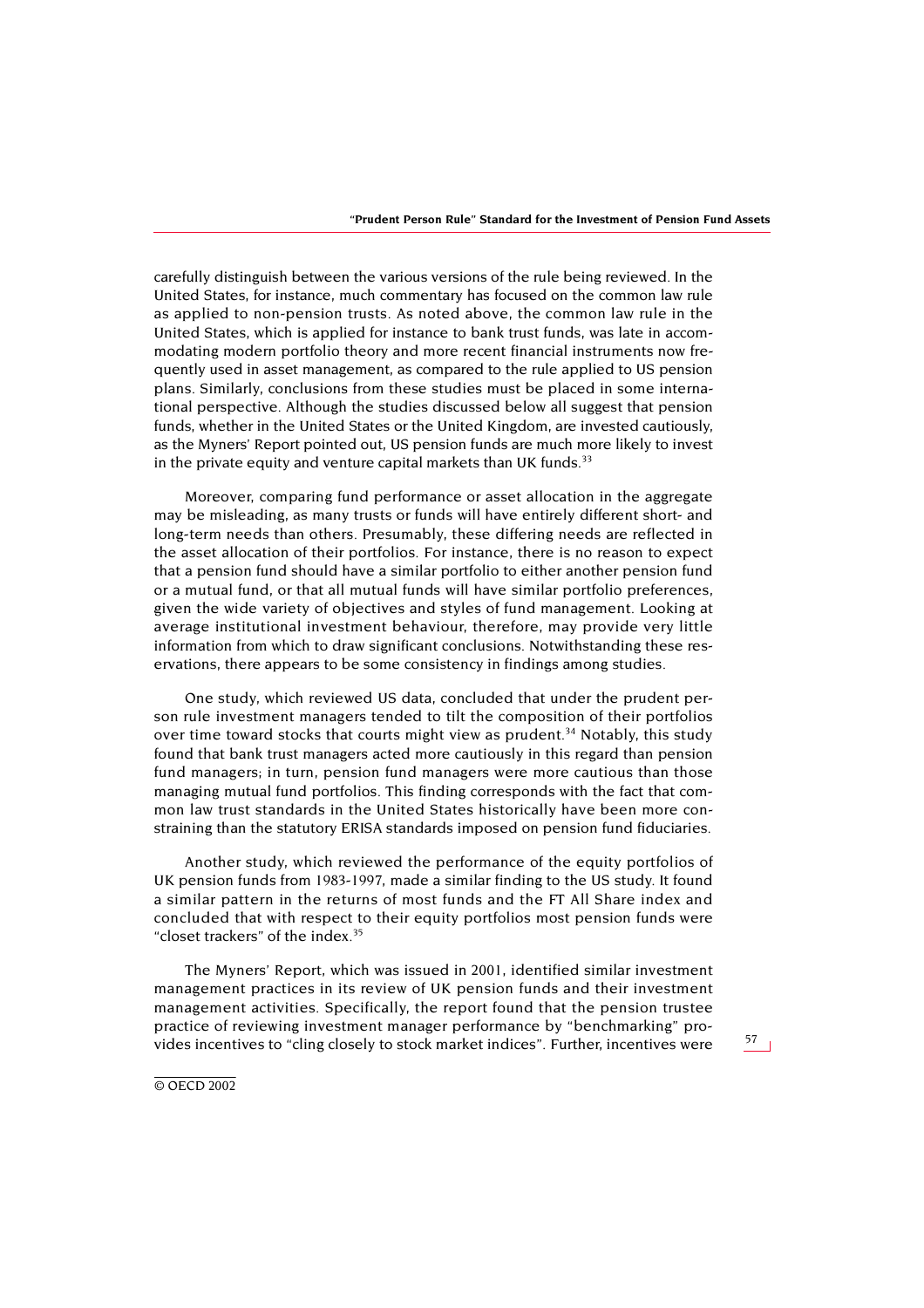carefully distinguish between the various versions of the rule being reviewed. In the United States, for instance, much commentary has focused on the common law rule as applied to non-pension trusts. As noted above, the common law rule in the United States, which is applied for instance to bank trust funds, was late in accommodating modern portfolio theory and more recent financial instruments now frequently used in asset management, as compared to the rule applied to US pension plans. Similarly, conclusions from these studies must be placed in some international perspective. Although the studies discussed below all suggest that pension funds, whether in the United States or the United Kingdom, are invested cautiously, as the Myners' Report pointed out, US pension funds are much more likely to invest in the private equity and venture capital markets than UK funds.[33]

Moreover, comparing fund performance or asset allocation in the aggregate may be misleading, as many trusts or funds will have entirely different short- and long-term needs than others. Presumably, these differing needs are reflected in the asset allocation of their portfolios. For instance, there is no reason to expect that a pension fund should have a similar portfolio to either another pension fund or a mutual fund, or that all mutual funds will have similar portfolio preferences, given the wide variety of objectives and styles of fund management. Looking at average institutional investment behaviour, therefore, may provide very little information from which to draw significant conclusions. Notwithstanding these reservations, there appears to be some consistency in findings among studies.

One study, which reviewed US data, concluded that under the prudent person rule investment managers tended to tilt the composition of their portfolios over time toward stocks that courts might view as prudent.[34] Notably, this study found that bank trust managers acted more cautiously in this regard than pension fund managers; in turn, pension fund managers were more cautious than those managing mutual fund portfolios. This finding corresponds with the fact that common law trust standards in the United States historically have been more constraining than the statutory ERISA standards imposed on pension fund fiduciaries.

Another study, which reviewed the performance of the equity portfolios of UK pension funds from 1983-1997, made a similar finding to the US study. It found a similar pattern in the returns of most funds and the FT All Share index and concluded that with respect to their equity portfolios most pension funds were "closet trackers" of the index.[35]

The Myners' Report, which was issued in 2001, identified similar investment management practices in its review of UK pension funds and their investment management activities. Specifically, the report found that the pension trustee practice of reviewing investment manager performance by "benchmarking" provides incentives to "cling closely to stock market indices". Further, incentives were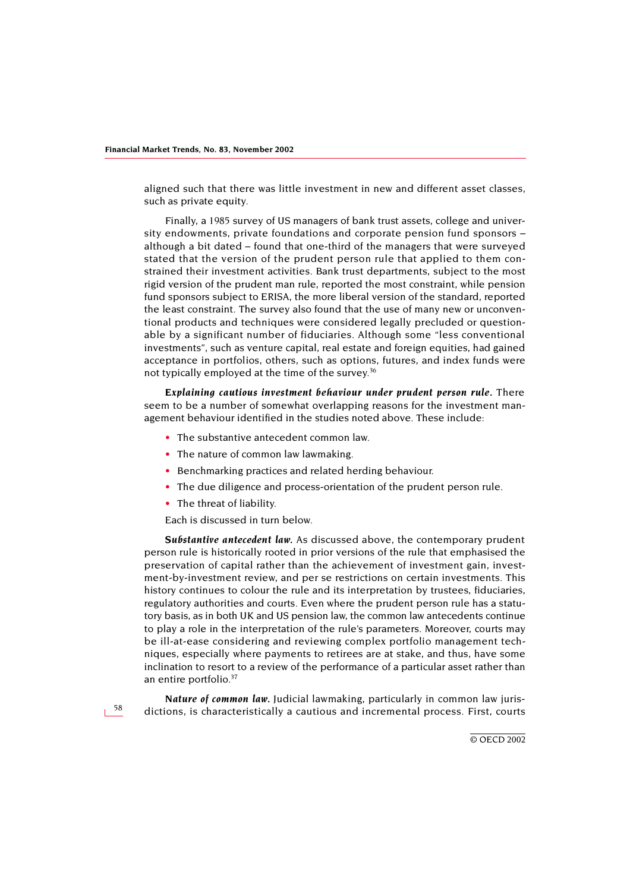aligned such that there was little investment in new and different asset classes, such as private equity.

Finally, a 1985 survey of US managers of bank trust assets, college and university endowments, private foundations and corporate pension fund sponsors – although a bit dated – found that one-third of the managers that were surveyed stated that the version of the prudent person rule that applied to them constrained their investment activities. Bank trust departments, subject to the most rigid version of the prudent man rule, reported the most constraint, while pension fund sponsors subject to ERISA, the more liberal version of the standard, reported the least constraint. The survey also found that the use of many new or unconventional products and techniques were considered legally precluded or questionable by a significant number of fiduciaries. Although some "less conventional investments", such as venture capital, real estate and foreign equities, had gained acceptance in portfolios, others, such as options, futures, and index funds were not typically employed at the time of the survey.[36]

***Explaining cautious investment behaviour under prudent person rule.*** There seem to be a number of somewhat overlapping reasons for the investment management behaviour identified in the studies noted above. These include:

- The substantive antecedent common law.
- The nature of common law lawmaking.
- Benchmarking practices and related herding behaviour.
- The due diligence and process-orientation of the prudent person rule.
- The threat of liability.

Each is discussed in turn below.

***Substantive antecedent law.*** As discussed above, the contemporary prudent person rule is historically rooted in prior versions of the rule that emphasised the preservation of capital rather than the achievement of investment gain, investment-by-investment review, and per se restrictions on certain investments. This history continues to colour the rule and its interpretation by trustees, fiduciaries, regulatory authorities and courts. Even where the prudent person rule has a statutory basis, as in both UK and US pension law, the common law antecedents continue to play a role in the interpretation of the rule's parameters. Moreover, courts may be ill-at-ease considering and reviewing complex portfolio management techniques, especially where payments to retirees are at stake, and thus, have some inclination to resort to a review of the performance of a particular asset rather than an entire portfolio.[37]

***Nature of common law.*** Judicial lawmaking, particularly in common law jurisdictions, is characteristically a cautious and incremental process. First, courts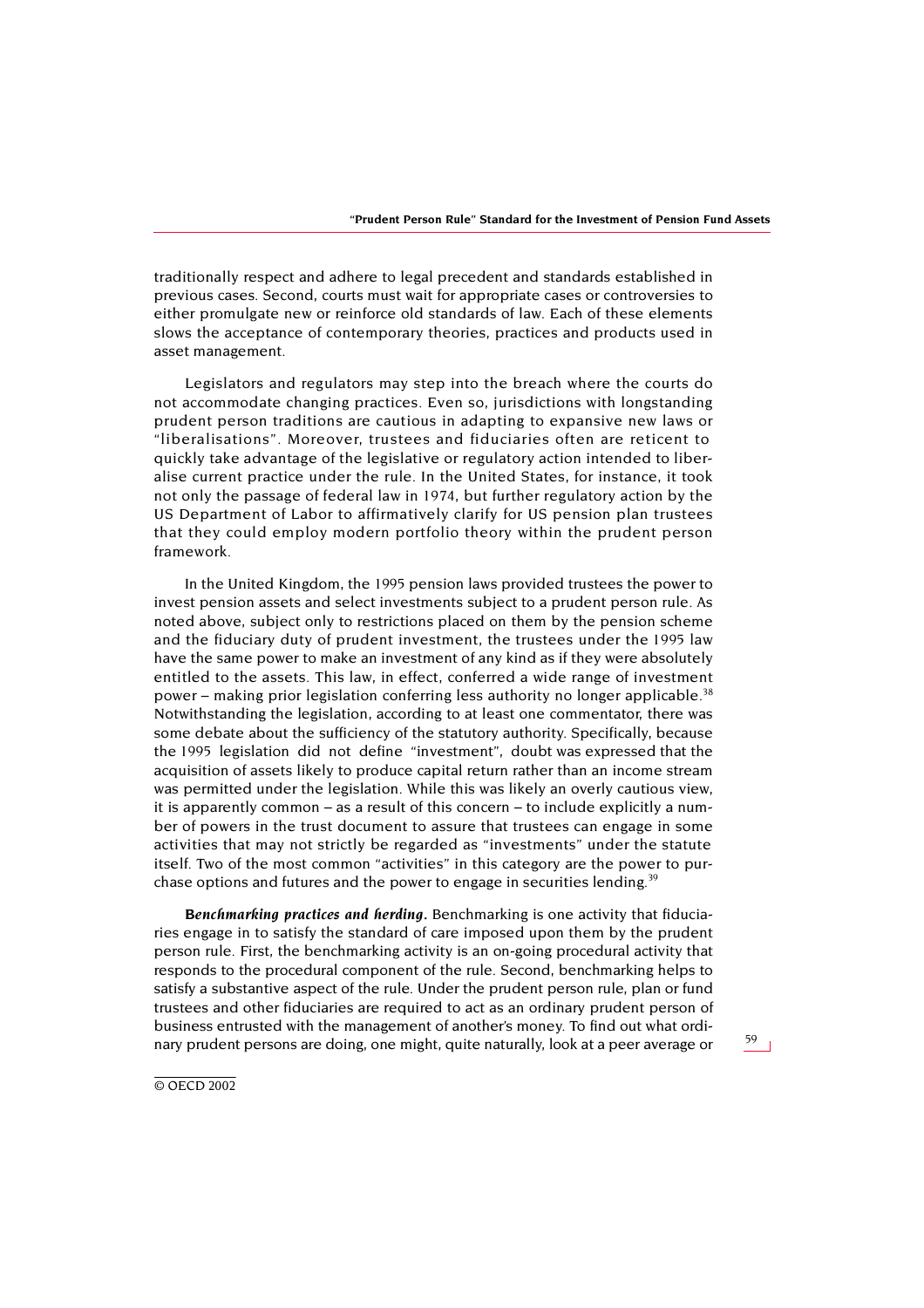traditionally respect and adhere to legal precedent and standards established in previous cases. Second, courts must wait for appropriate cases or controversies to either promulgate new or reinforce old standards of law. Each of these elements slows the acceptance of contemporary theories, practices and products used in asset management.

Legislators and regulators may step into the breach where the courts do not accommodate changing practices. Even so, jurisdictions with longstanding prudent person traditions are cautious in adapting to expansive new laws or "liberalisations". Moreover, trustees and fiduciaries often are reticent to quickly take advantage of the legislative or regulatory action intended to liberalise current practice under the rule. In the United States, for instance, it took not only the passage of federal law in 1974, but further regulatory action by the US Department of Labor to affirmatively clarify for US pension plan trustees that they could employ modern portfolio theory within the prudent person framework.

In the United Kingdom, the 1995 pension laws provided trustees the power to invest pension assets and select investments subject to a prudent person rule. As noted above, subject only to restrictions placed on them by the pension scheme and the fiduciary duty of prudent investment, the trustees under the 1995 law have the same power to make an investment of any kind as if they were absolutely entitled to the assets. This law, in effect, conferred a wide range of investment power – making prior legislation conferring less authority no longer applicable.[38] Notwithstanding the legislation, according to at least one commentator, there was some debate about the sufficiency of the statutory authority. Specifically, because the 1995 legislation did not define "investment", doubt was expressed that the acquisition of assets likely to produce capital return rather than an income stream was permitted under the legislation. While this was likely an overly cautious view, it is apparently common – as a result of this concern – to include explicitly a number of powers in the trust document to assure that trustees can engage in some activities that may not strictly be regarded as "investments" under the statute itself. Two of the most common "activities" in this category are the power to purchase options and futures and the power to engage in securities lending.[39]

***Benchmarking practices and herding.*** Benchmarking is one activity that fiduciaries engage in to satisfy the standard of care imposed upon them by the prudent person rule. First, the benchmarking activity is an on-going procedural activity that responds to the procedural component of the rule. Second, benchmarking helps to satisfy a substantive aspect of the rule. Under the prudent person rule, plan or fund trustees and other fiduciaries are required to act as an ordinary prudent person of business entrusted with the management of another's money. To find out what ordinary prudent persons are doing, one might, quite naturally, look at a peer average or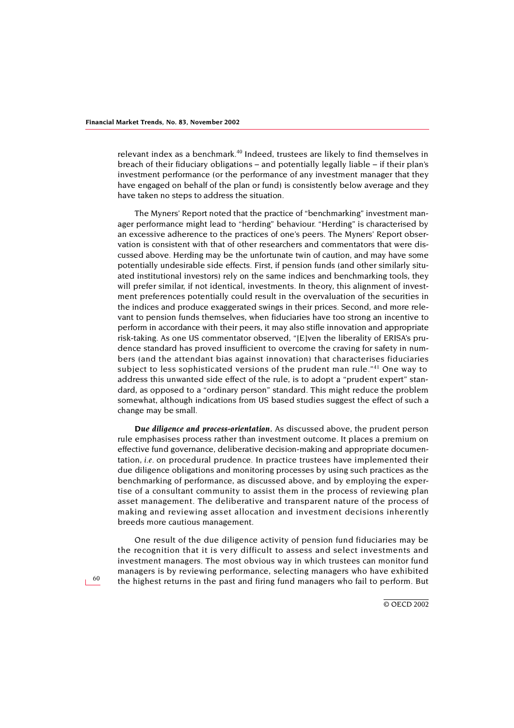relevant index as a benchmark.[40] Indeed, trustees are likely to find themselves in breach of their fiduciary obligations – and potentially legally liable – if their plan's investment performance (or the performance of any investment manager that they have engaged on behalf of the plan or fund) is consistently below average and they have taken no steps to address the situation.

The Myners' Report noted that the practice of "benchmarking" investment manager performance might lead to "herding" behaviour. "Herding" is characterised by an excessive adherence to the practices of one's peers. The Myners' Report observation is consistent with that of other researchers and commentators that were discussed above. Herding may be the unfortunate twin of caution, and may have some potentially undesirable side effects. First, if pension funds (and other similarly situated institutional investors) rely on the same indices and benchmarking tools, they will prefer similar, if not identical, investments. In theory, this alignment of investment preferences potentially could result in the overvaluation of the securities in the indices and produce exaggerated swings in their prices. Second, and more relevant to pension funds themselves, when fiduciaries have too strong an incentive to perform in accordance with their peers, it may also stifle innovation and appropriate risk-taking. As one US commentator observed, "[E]ven the liberality of ERISA's prudence standard has proved insufficient to overcome the craving for safety in numbers (and the attendant bias against innovation) that characterises fiduciaries subject to less sophisticated versions of the prudent man rule."[41] One way to address this unwanted side effect of the rule, is to adopt a "prudent expert" standard, as opposed to a "ordinary person" standard. This might reduce the problem somewhat, although indications from US based studies suggest the effect of such a change may be small.

***Due diligence and process-orientation.*** As discussed above, the prudent person rule emphasises process rather than investment outcome. It places a premium on effective fund governance, deliberative decision-making and appropriate documentation, *i.e.* on procedural prudence. In practice trustees have implemented their due diligence obligations and monitoring processes by using such practices as the benchmarking of performance, as discussed above, and by employing the expertise of a consultant community to assist them in the process of reviewing plan asset management. The deliberative and transparent nature of the process of making and reviewing asset allocation and investment decisions inherently breeds more cautious management.

One result of the due diligence activity of pension fund fiduciaries may be the recognition that it is very difficult to assess and select investments and investment managers. The most obvious way in which trustees can monitor fund managers is by reviewing performance, selecting managers who have exhibited the highest returns in the past and firing fund managers who fail to perform. But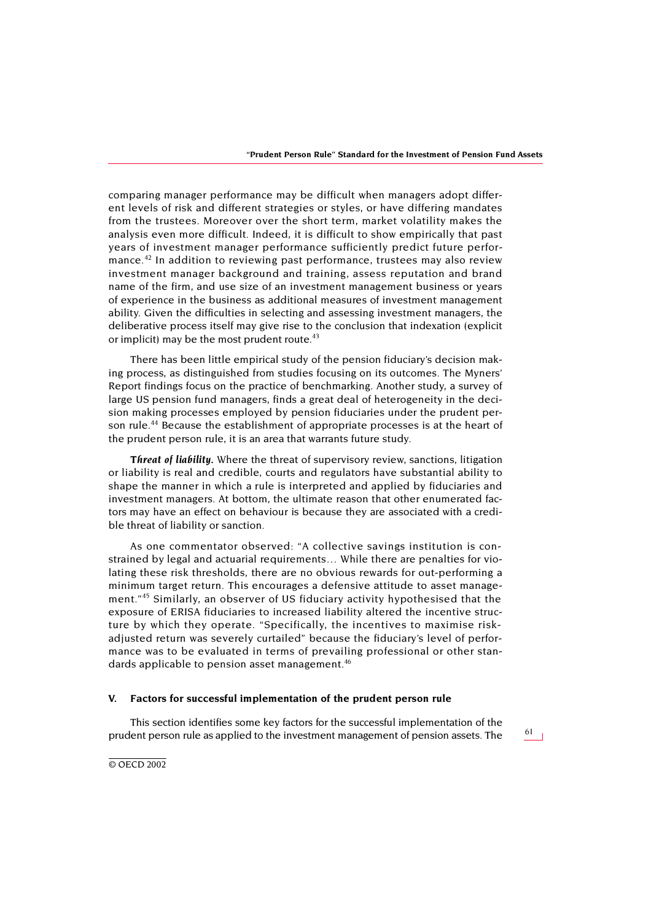comparing manager performance may be difficult when managers adopt different levels of risk and different strategies or styles, or have differing mandates from the trustees. Moreover over the short term, market volatility makes the analysis even more difficult. Indeed, it is difficult to show empirically that past years of investment manager performance sufficiently predict future performance.[42] In addition to reviewing past performance, trustees may also review investment manager background and training, assess reputation and brand name of the firm, and use size of an investment management business or years of experience in the business as additional measures of investment management ability. Given the difficulties in selecting and assessing investment managers, the deliberative process itself may give rise to the conclusion that indexation (explicit or implicit) may be the most prudent route.[43]

There has been little empirical study of the pension fiduciary's decision making process, as distinguished from studies focusing on its outcomes. The Myners' Report findings focus on the practice of benchmarking. Another study, a survey of large US pension fund managers, finds a great deal of heterogeneity in the decision making processes employed by pension fiduciaries under the prudent person rule.[44] Because the establishment of appropriate processes is at the heart of the prudent person rule, it is an area that warrants future study.

***Threat of liability.*** Where the threat of supervisory review, sanctions, litigation or liability is real and credible, courts and regulators have substantial ability to shape the manner in which a rule is interpreted and applied by fiduciaries and investment managers. At bottom, the ultimate reason that other enumerated factors may have an effect on behaviour is because they are associated with a credible threat of liability or sanction.

As one commentator observed: "A collective savings institution is constrained by legal and actuarial requirements… While there are penalties for violating these risk thresholds, there are no obvious rewards for out-performing a minimum target return. This encourages a defensive attitude to asset management."[45] Similarly, an observer of US fiduciary activity hypothesised that the exposure of ERISA fiduciaries to increased liability altered the incentive structure by which they operate. "Specifically, the incentives to maximise risk-adjusted return was severely curtailed" because the fiduciary's level of performance was to be evaluated in terms of prevailing professional or other standards applicable to pension asset management.[46]

## V. Factors for successful implementation of the prudent person rule

This section identifies some key factors for the successful implementation of the prudent person rule as applied to the investment management of pension assets. The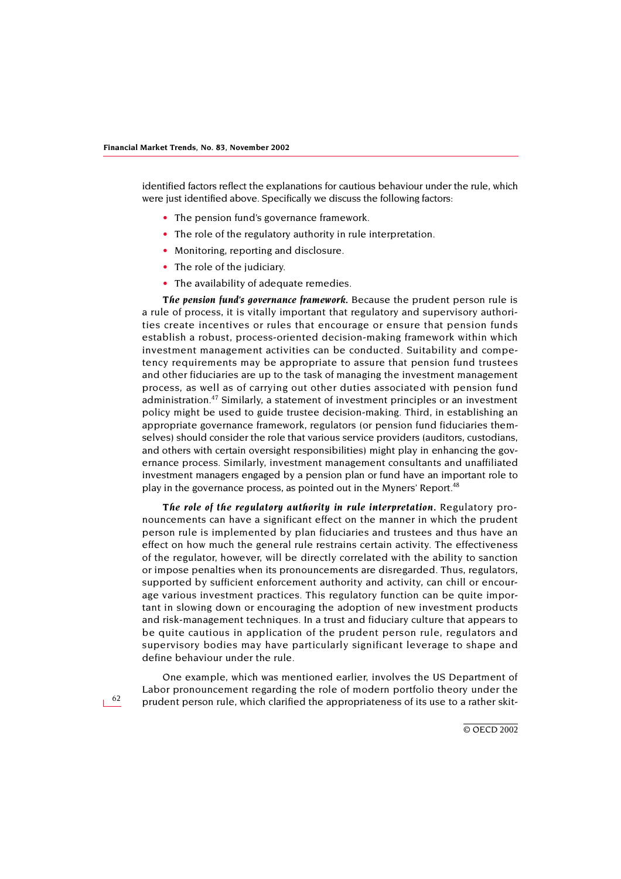identified factors reflect the explanations for cautious behaviour under the rule, which were just identified above. Specifically we discuss the following factors:

- The pension fund's governance framework.
- The role of the regulatory authority in rule interpretation.
- Monitoring, reporting and disclosure.
- The role of the judiciary.
- The availability of adequate remedies.

***The pension fund's governance framework.*** Because the prudent person rule is a rule of process, it is vitally important that regulatory and supervisory authorities create incentives or rules that encourage or ensure that pension funds establish a robust, process-oriented decision-making framework within which investment management activities can be conducted. Suitability and competency requirements may be appropriate to assure that pension fund trustees and other fiduciaries are up to the task of managing the investment management process, as well as of carrying out other duties associated with pension fund administration.[47] Similarly, a statement of investment principles or an investment policy might be used to guide trustee decision-making. Third, in establishing an appropriate governance framework, regulators (or pension fund fiduciaries themselves) should consider the role that various service providers (auditors, custodians, and others with certain oversight responsibilities) might play in enhancing the governance process. Similarly, investment management consultants and unaffiliated investment managers engaged by a pension plan or fund have an important role to play in the governance process, as pointed out in the Myners' Report.[48]

***The role of the regulatory authority in rule interpretation.*** Regulatory pronouncements can have a significant effect on the manner in which the prudent person rule is implemented by plan fiduciaries and trustees and thus have an effect on how much the general rule restrains certain activity. The effectiveness of the regulator, however, will be directly correlated with the ability to sanction or impose penalties when its pronouncements are disregarded. Thus, regulators, supported by sufficient enforcement authority and activity, can chill or encourage various investment practices. This regulatory function can be quite important in slowing down or encouraging the adoption of new investment products and risk-management techniques. In a trust and fiduciary culture that appears to be quite cautious in application of the prudent person rule, regulators and supervisory bodies may have particularly significant leverage to shape and define behaviour under the rule.

One example, which was mentioned earlier, involves the US Department of Labor pronouncement regarding the role of modern portfolio theory under the prudent person rule, which clarified the appropriateness of its use to a rather skit-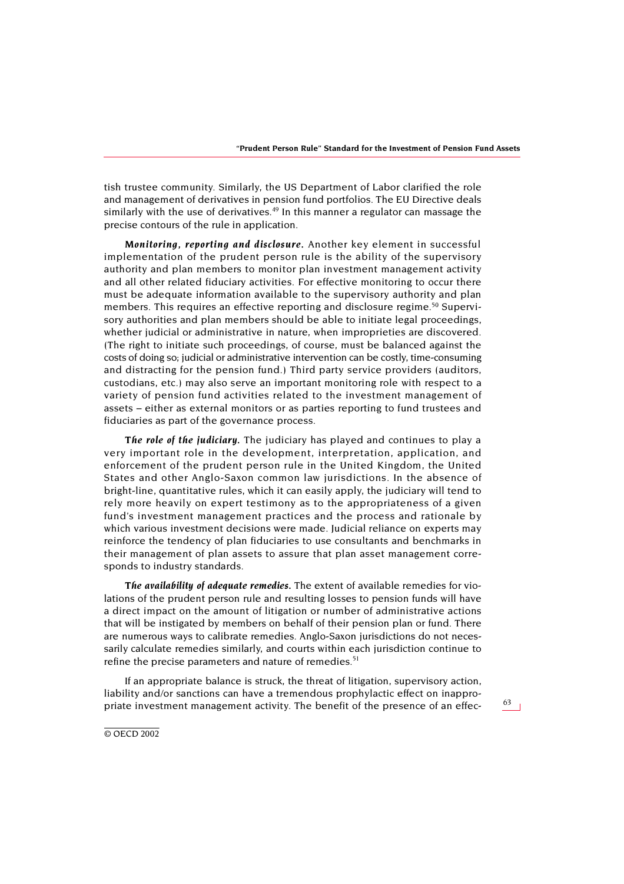tish trustee community. Similarly, the US Department of Labor clarified the role and management of derivatives in pension fund portfolios. The EU Directive deals similarly with the use of derivatives.[49] In this manner a regulator can massage the precise contours of the rule in application.

***Monitoring, reporting and disclosure.*** Another key element in successful implementation of the prudent person rule is the ability of the supervisory authority and plan members to monitor plan investment management activity and all other related fiduciary activities. For effective monitoring to occur there must be adequate information available to the supervisory authority and plan members. This requires an effective reporting and disclosure regime.[50] Supervisory authorities and plan members should be able to initiate legal proceedings, whether judicial or administrative in nature, when improprieties are discovered. (The right to initiate such proceedings, of course, must be balanced against the costs of doing so; judicial or administrative intervention can be costly, time-consuming and distracting for the pension fund.) Third party service providers (auditors, custodians, etc.) may also serve an important monitoring role with respect to a variety of pension fund activities related to the investment management of assets – either as external monitors or as parties reporting to fund trustees and fiduciaries as part of the governance process.

***The role of the judiciary.*** The judiciary has played and continues to play a very important role in the development, interpretation, application, and enforcement of the prudent person rule in the United Kingdom, the United States and other Anglo-Saxon common law jurisdictions. In the absence of bright-line, quantitative rules, which it can easily apply, the judiciary will tend to rely more heavily on expert testimony as to the appropriateness of a given fund's investment management practices and the process and rationale by which various investment decisions were made. Judicial reliance on experts may reinforce the tendency of plan fiduciaries to use consultants and benchmarks in their management of plan assets to assure that plan asset management corresponds to industry standards.

***The availability of adequate remedies.*** The extent of available remedies for violations of the prudent person rule and resulting losses to pension funds will have a direct impact on the amount of litigation or number of administrative actions that will be instigated by members on behalf of their pension plan or fund. There are numerous ways to calibrate remedies. Anglo-Saxon jurisdictions do not necessarily calculate remedies similarly, and courts within each jurisdiction continue to refine the precise parameters and nature of remedies.[51]

If an appropriate balance is struck, the threat of litigation, supervisory action, liability and/or sanctions can have a tremendous prophylactic effect on inappropriate investment management activity. The benefit of the presence of an effec-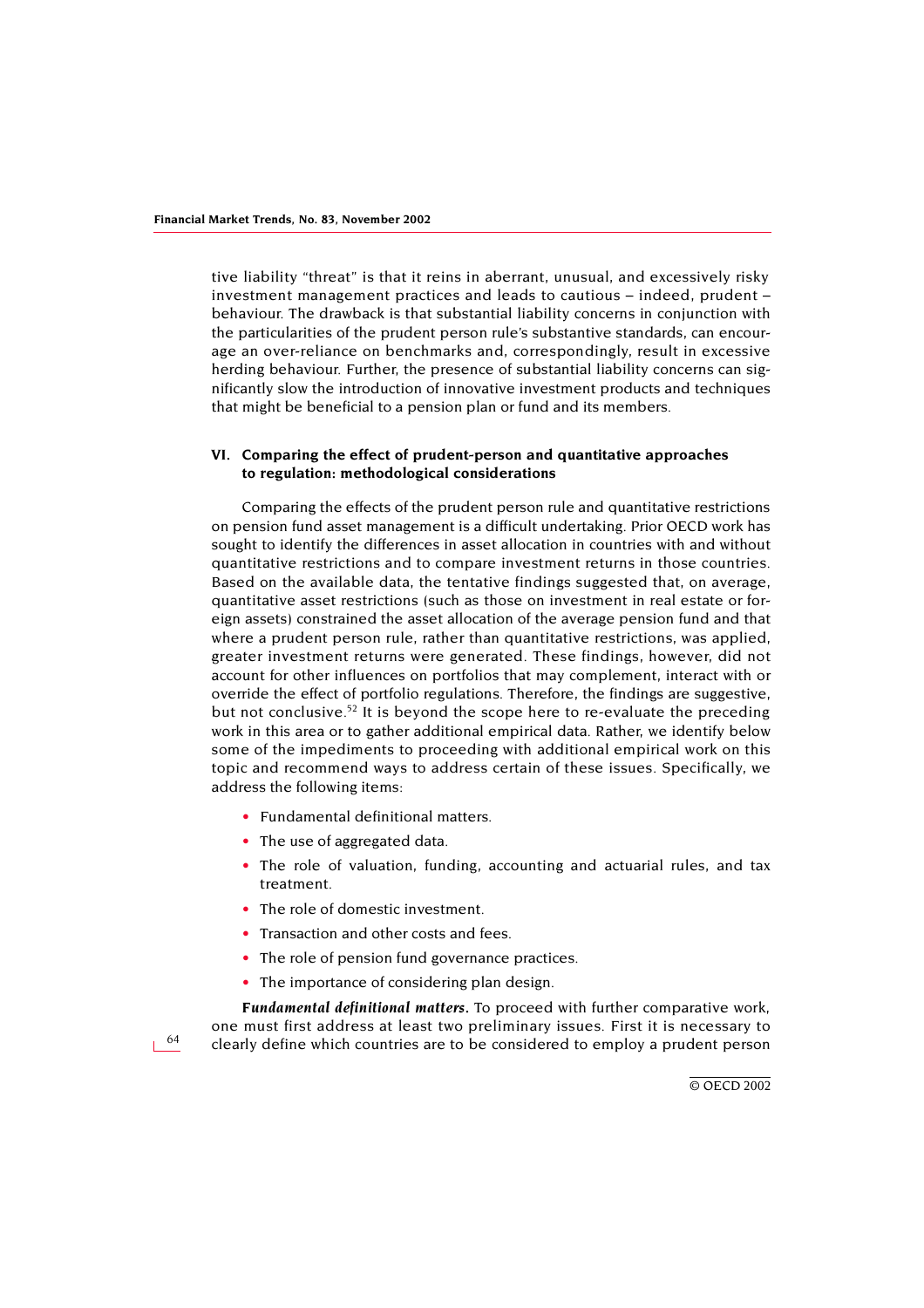tive liability "threat" is that it reins in aberrant, unusual, and excessively risky investment management practices and leads to cautious – indeed, prudent – behaviour. The drawback is that substantial liability concerns in conjunction with the particularities of the prudent person rule's substantive standards, can encourage an over-reliance on benchmarks and, correspondingly, result in excessive herding behaviour. Further, the presence of substantial liability concerns can significantly slow the introduction of innovative investment products and techniques that might be beneficial to a pension plan or fund and its members.

## VI. Comparing the effect of prudent-person and quantitative approaches to regulation: methodological considerations

Comparing the effects of the prudent person rule and quantitative restrictions on pension fund asset management is a difficult undertaking. Prior OECD work has sought to identify the differences in asset allocation in countries with and without quantitative restrictions and to compare investment returns in those countries. Based on the available data, the tentative findings suggested that, on average, quantitative asset restrictions (such as those on investment in real estate or foreign assets) constrained the asset allocation of the average pension fund and that where a prudent person rule, rather than quantitative restrictions, was applied, greater investment returns were generated. These findings, however, did not account for other influences on portfolios that may complement, interact with or override the effect of portfolio regulations. Therefore, the findings are suggestive, but not conclusive.[52] It is beyond the scope here to re-evaluate the preceding work in this area or to gather additional empirical data. Rather, we identify below some of the impediments to proceeding with additional empirical work on this topic and recommend ways to address certain of these issues. Specifically, we address the following items:

- Fundamental definitional matters.
- The use of aggregated data.
- The role of valuation, funding, accounting and actuarial rules, and tax treatment.
- The role of domestic investment.
- Transaction and other costs and fees.
- The role of pension fund governance practices.
- The importance of considering plan design.

***Fundamental definitional matters.*** To proceed with further comparative work, one must first address at least two preliminary issues. First it is necessary to clearly define which countries are to be considered to employ a prudent person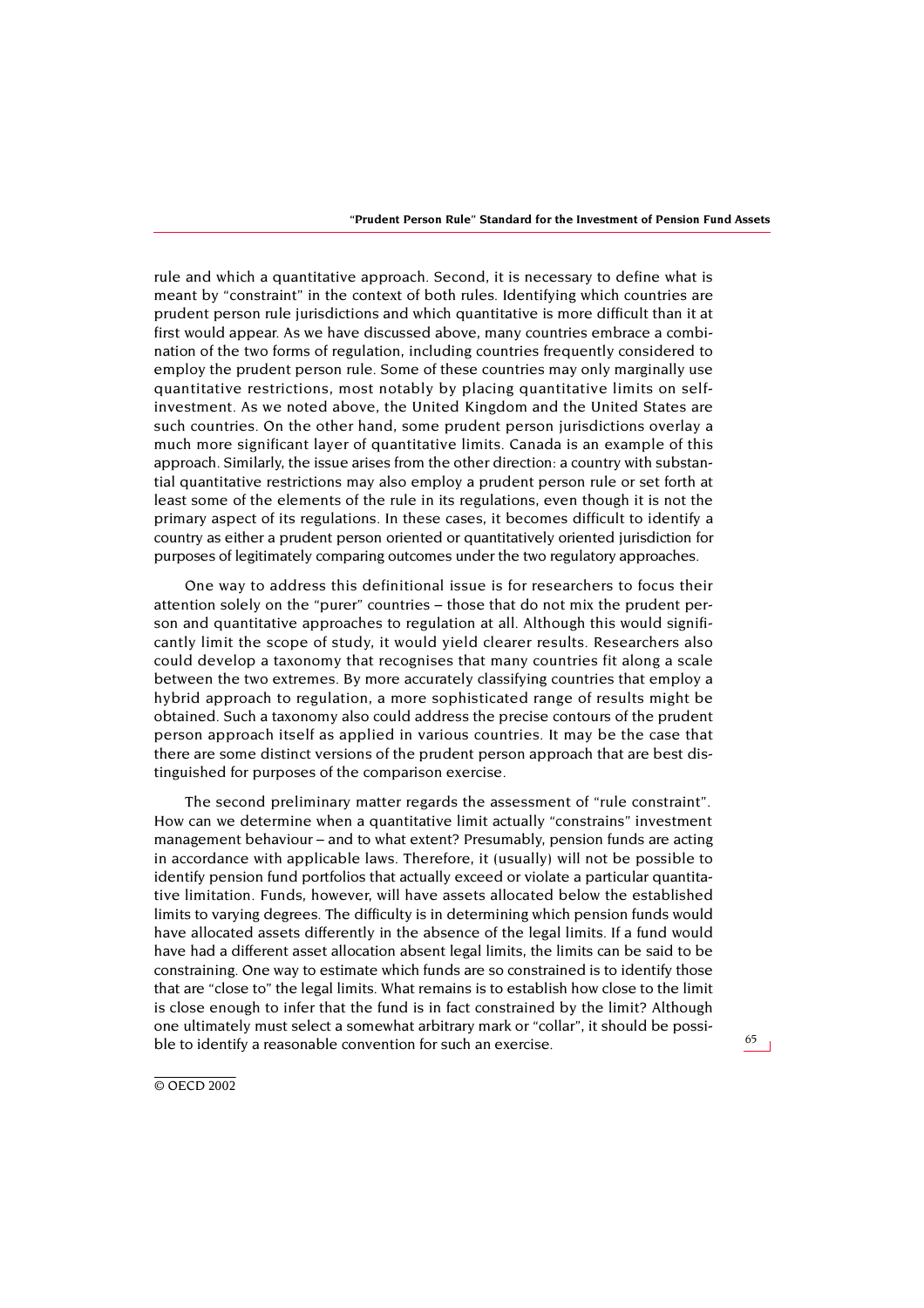rule and which a quantitative approach. Second, it is necessary to define what is meant by "constraint" in the context of both rules. Identifying which countries are prudent person rule jurisdictions and which quantitative is more difficult than it at first would appear. As we have discussed above, many countries embrace a combination of the two forms of regulation, including countries frequently considered to employ the prudent person rule. Some of these countries may only marginally use quantitative restrictions, most notably by placing quantitative limits on self-investment. As we noted above, the United Kingdom and the United States are such countries. On the other hand, some prudent person jurisdictions overlay a much more significant layer of quantitative limits. Canada is an example of this approach. Similarly, the issue arises from the other direction: a country with substantial quantitative restrictions may also employ a prudent person rule or set forth at least some of the elements of the rule in its regulations, even though it is not the primary aspect of its regulations. In these cases, it becomes difficult to identify a country as either a prudent person oriented or quantitatively oriented jurisdiction for purposes of legitimately comparing outcomes under the two regulatory approaches.

One way to address this definitional issue is for researchers to focus their attention solely on the "purer" countries – those that do not mix the prudent person and quantitative approaches to regulation at all. Although this would significantly limit the scope of study, it would yield clearer results. Researchers also could develop a taxonomy that recognises that many countries fit along a scale between the two extremes. By more accurately classifying countries that employ a hybrid approach to regulation, a more sophisticated range of results might be obtained. Such a taxonomy also could address the precise contours of the prudent person approach itself as applied in various countries. It may be the case that there are some distinct versions of the prudent person approach that are best distinguished for purposes of the comparison exercise.

The second preliminary matter regards the assessment of "rule constraint". How can we determine when a quantitative limit actually "constrains" investment management behaviour – and to what extent? Presumably, pension funds are acting in accordance with applicable laws. Therefore, it (usually) will not be possible to identify pension fund portfolios that actually exceed or violate a particular quantitative limitation. Funds, however, will have assets allocated below the established limits to varying degrees. The difficulty is in determining which pension funds would have allocated assets differently in the absence of the legal limits. If a fund would have had a different asset allocation absent legal limits, the limits can be said to be constraining. One way to estimate which funds are so constrained is to identify those that are "close to" the legal limits. What remains is to establish how close to the limit is close enough to infer that the fund is in fact constrained by the limit? Although one ultimately must select a somewhat arbitrary mark or "collar", it should be possible to identify a reasonable convention for such an exercise.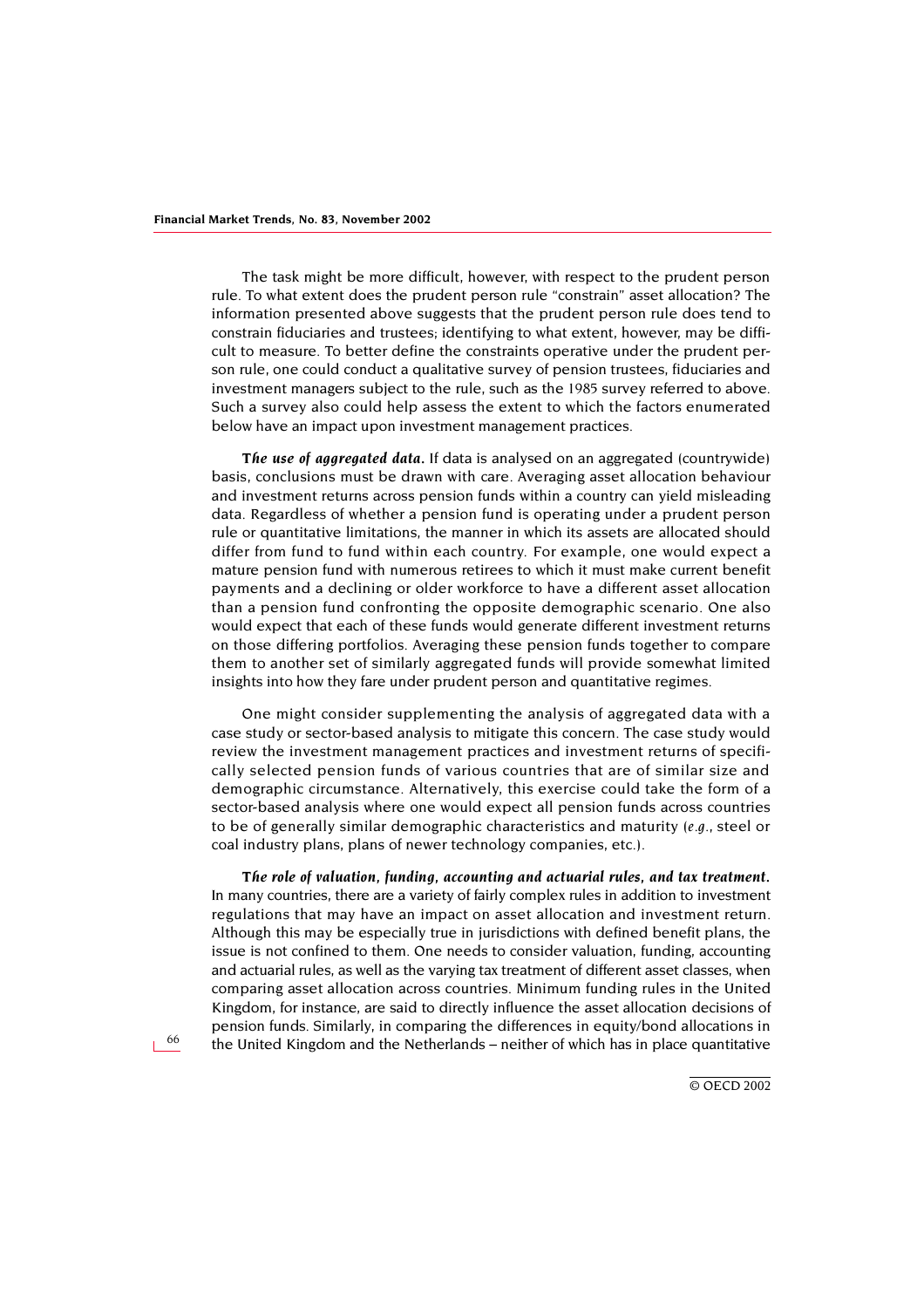The task might be more difficult, however, with respect to the prudent person rule. To what extent does the prudent person rule "constrain" asset allocation? The information presented above suggests that the prudent person rule does tend to constrain fiduciaries and trustees; identifying to what extent, however, may be difficult to measure. To better define the constraints operative under the prudent person rule, one could conduct a qualitative survey of pension trustees, fiduciaries and investment managers subject to the rule, such as the 1985 survey referred to above. Such a survey also could help assess the extent to which the factors enumerated below have an impact upon investment management practices.

***The use of aggregated data.*** If data is analysed on an aggregated (countrywide) basis, conclusions must be drawn with care. Averaging asset allocation behaviour and investment returns across pension funds within a country can yield misleading data. Regardless of whether a pension fund is operating under a prudent person rule or quantitative limitations, the manner in which its assets are allocated should differ from fund to fund within each country. For example, one would expect a mature pension fund with numerous retirees to which it must make current benefit payments and a declining or older workforce to have a different asset allocation than a pension fund confronting the opposite demographic scenario. One also would expect that each of these funds would generate different investment returns on those differing portfolios. Averaging these pension funds together to compare them to another set of similarly aggregated funds will provide somewhat limited insights into how they fare under prudent person and quantitative regimes.

One might consider supplementing the analysis of aggregated data with a case study or sector-based analysis to mitigate this concern. The case study would review the investment management practices and investment returns of specifically selected pension funds of various countries that are of similar size and demographic circumstance. Alternatively, this exercise could take the form of a sector-based analysis where one would expect all pension funds across countries to be of generally similar demographic characteristics and maturity (*e.g.*, steel or coal industry plans, plans of newer technology companies, etc.).

***The role of valuation, funding, accounting and actuarial rules, and tax treatment.*** In many countries, there are a variety of fairly complex rules in addition to investment regulations that may have an impact on asset allocation and investment return. Although this may be especially true in jurisdictions with defined benefit plans, the issue is not confined to them. One needs to consider valuation, funding, accounting and actuarial rules, as well as the varying tax treatment of different asset classes, when comparing asset allocation across countries. Minimum funding rules in the United Kingdom, for instance, are said to directly influence the asset allocation decisions of pension funds. Similarly, in comparing the differences in equity/bond allocations in the United Kingdom and the Netherlands – neither of which has in place quantitative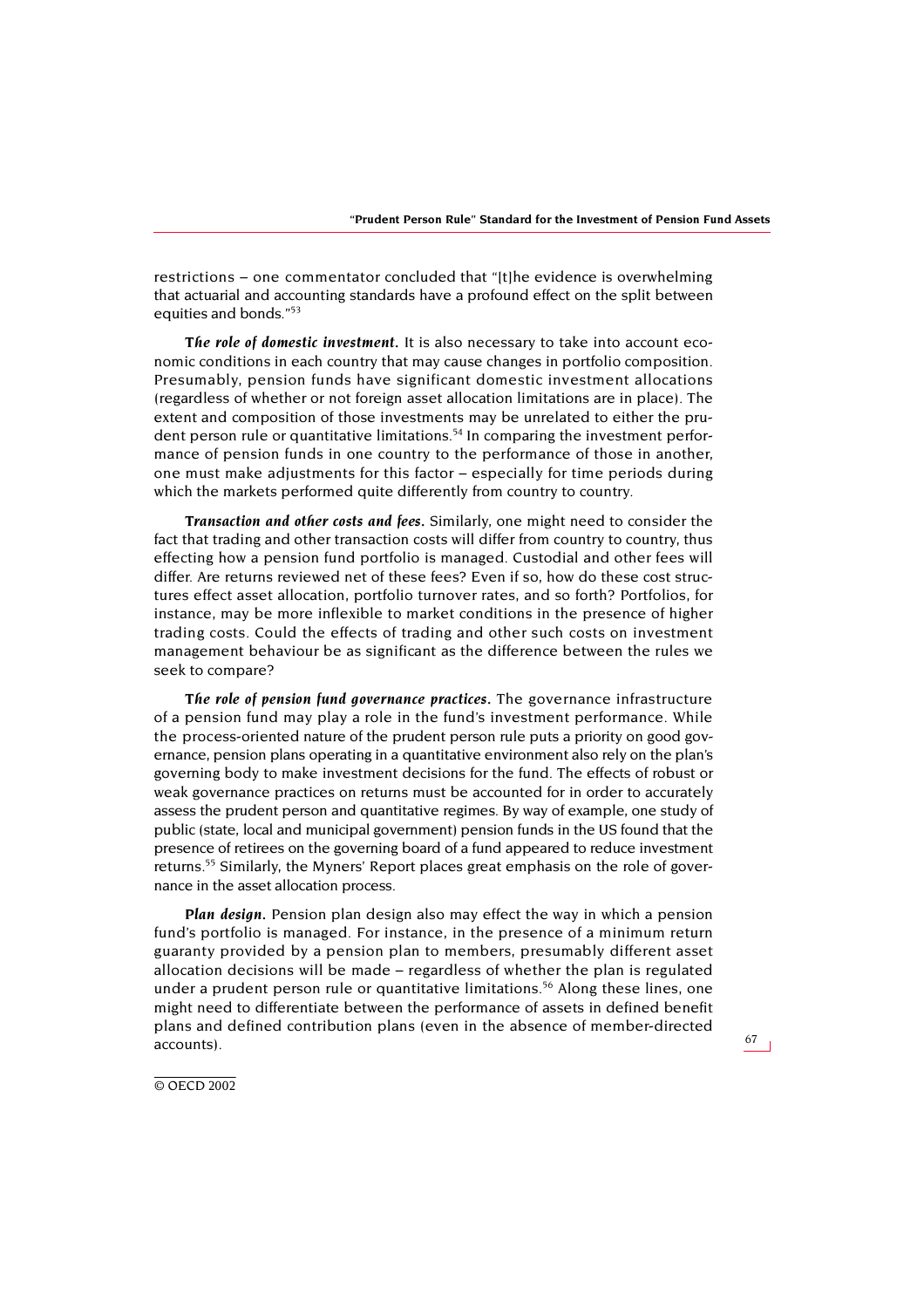restrictions – one commentator concluded that "[t]he evidence is overwhelming that actuarial and accounting standards have a profound effect on the split between equities and bonds."[53]

***The role of domestic investment.*** It is also necessary to take into account economic conditions in each country that may cause changes in portfolio composition. Presumably, pension funds have significant domestic investment allocations (regardless of whether or not foreign asset allocation limitations are in place). The extent and composition of those investments may be unrelated to either the prudent person rule or quantitative limitations.[54] In comparing the investment performance of pension funds in one country to the performance of those in another, one must make adjustments for this factor – especially for time periods during which the markets performed quite differently from country to country.

***Transaction and other costs and fees.*** Similarly, one might need to consider the fact that trading and other transaction costs will differ from country to country, thus effecting how a pension fund portfolio is managed. Custodial and other fees will differ. Are returns reviewed net of these fees? Even if so, how do these cost structures effect asset allocation, portfolio turnover rates, and so forth? Portfolios, for instance, may be more inflexible to market conditions in the presence of higher trading costs. Could the effects of trading and other such costs on investment management behaviour be as significant as the difference between the rules we seek to compare?

***The role of pension fund governance practices.*** The governance infrastructure of a pension fund may play a role in the fund's investment performance. While the process-oriented nature of the prudent person rule puts a priority on good governance, pension plans operating in a quantitative environment also rely on the plan's governing body to make investment decisions for the fund. The effects of robust or weak governance practices on returns must be accounted for in order to accurately assess the prudent person and quantitative regimes. By way of example, one study of public (state, local and municipal government) pension funds in the US found that the presence of retirees on the governing board of a fund appeared to reduce investment returns.[55] Similarly, the Myners' Report places great emphasis on the role of governance in the asset allocation process.

***Plan design.*** Pension plan design also may effect the way in which a pension fund's portfolio is managed. For instance, in the presence of a minimum return guaranty provided by a pension plan to members, presumably different asset allocation decisions will be made – regardless of whether the plan is regulated under a prudent person rule or quantitative limitations.[56] Along these lines, one might need to differentiate between the performance of assets in defined benefit plans and defined contribution plans (even in the absence of member-directed accounts).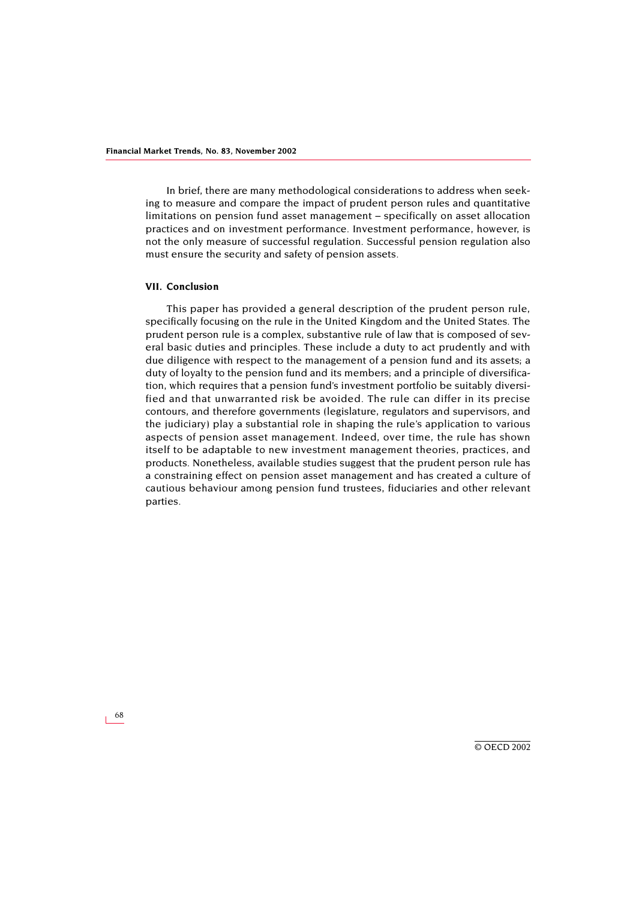In brief, there are many methodological considerations to address when seeking to measure and compare the impact of prudent person rules and quantitative limitations on pension fund asset management – specifically on asset allocation practices and on investment performance. Investment performance, however, is not the only measure of successful regulation. Successful pension regulation also must ensure the security and safety of pension assets.

### VII. Conclusion

This paper has provided a general description of the prudent person rule, specifically focusing on the rule in the United Kingdom and the United States. The prudent person rule is a complex, substantive rule of law that is composed of several basic duties and principles. These include a duty to act prudently and with due diligence with respect to the management of a pension fund and its assets; a duty of loyalty to the pension fund and its members; and a principle of diversification, which requires that a pension fund's investment portfolio be suitably diversified and that unwarranted risk be avoided. The rule can differ in its precise contours, and therefore governments (legislature, regulators and supervisors, and the judiciary) play a substantial role in shaping the rule's application to various aspects of pension asset management. Indeed, over time, the rule has shown itself to be adaptable to new investment management theories, practices, and products. Nonetheless, available studies suggest that the prudent person rule has a constraining effect on pension asset management and has created a culture of cautious behaviour among pension fund trustees, fiduciaries and other relevant parties.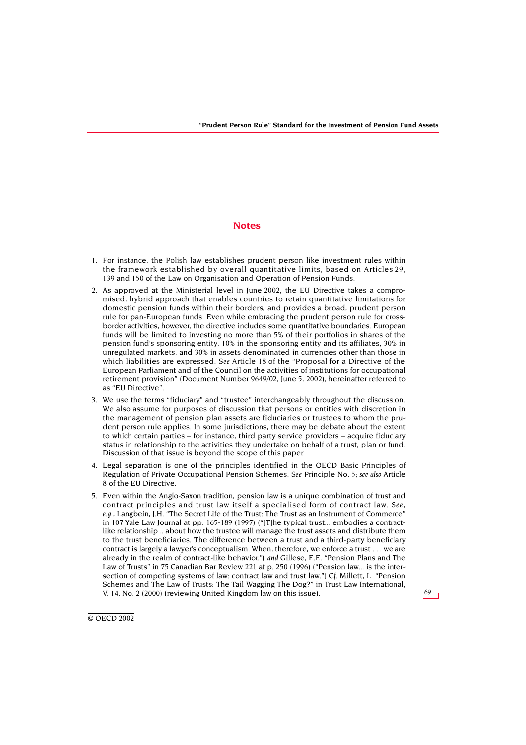## Notes

1. For instance, the Polish law establishes prudent person like investment rules within the framework established by overall quantitative limits, based on Articles 29, 139 and 150 of the Law on Organisation and Operation of Pension Funds.
2. As approved at the Ministerial level in June 2002, the EU Directive takes a compromised, hybrid approach that enables countries to retain quantitative limitations for domestic pension funds within their borders, and provides a broad, prudent person rule for pan-European funds. Even while embracing the prudent person rule for cross-border activities, however, the directive includes some quantitative boundaries. European funds will be limited to investing no more than 5% of their portfolios in shares of the pension fund's sponsoring entity, 10% in the sponsoring entity and its affiliates, 30% in unregulated markets, and 30% in assets denominated in currencies other than those in which liabilities are expressed. *See* Article 18 of the "Proposal for a Directive of the European Parliament and of the Council on the activities of institutions for occupational retirement provision" (Document Number 9649/02, June 5, 2002), hereinafter referred to as "EU Directive".
3. We use the terms "fiduciary" and "trustee" interchangeably throughout the discussion. We also assume for purposes of discussion that persons or entities with discretion in the management of pension plan assets are fiduciaries or trustees to whom the prudent person rule applies. In some jurisdictions, there may be debate about the extent to which certain parties – for instance, third party service providers – acquire fiduciary status in relationship to the activities they undertake on behalf of a trust, plan or fund. Discussion of that issue is beyond the scope of this paper.
4. Legal separation is one of the principles identified in the OECD Basic Principles of Regulation of Private Occupational Pension Schemes. *See* Principle No. 5; *see also* Article 8 of the EU Directive.
5. Even within the Anglo-Saxon tradition, pension law is a unique combination of trust and contract principles and trust law itself a specialised form of contract law. *See, e.g.*, Langbein, J.H. "The Secret Life of the Trust: The Trust as an Instrument of Commerce" in 107 Yale Law Journal at pp. 165-189 (1997) ("[T]he typical trust... embodies a contract-like relationship... about how the trustee will manage the trust assets and distribute them to the trust beneficiaries. The difference between a trust and a third-party beneficiary contract is largely a lawyer's conceptualism. When, therefore, we enforce a trust . . . we are already in the realm of contract-like behavior.") *and* Gillese, E.E. "Pension Plans and The Law of Trusts" in 75 Canadian Bar Review 221 at p. 250 (1996) ("Pension law... is the intersection of competing systems of law: contract law and trust law.") *Cf.* Millett, L. "Pension Schemes and The Law of Trusts: The Tail Wagging The Dog?" in Trust Law International, V. 14, No. 2 (2000) (reviewing United Kingdom law on this issue).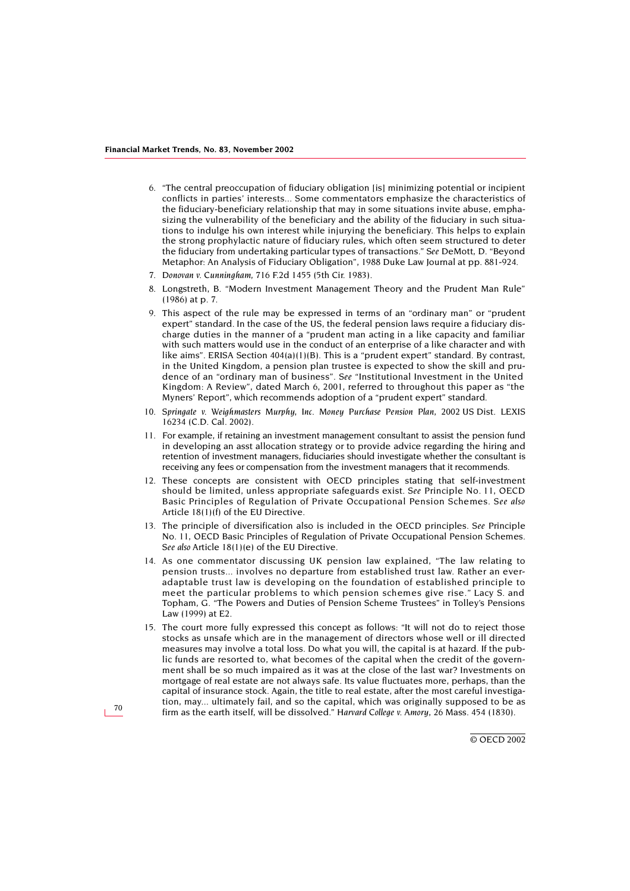6. "The central preoccupation of fiduciary obligation [is] minimizing potential or incipient conflicts in parties' interests... Some commentators emphasize the characteristics of the fiduciary-beneficiary relationship that may in some situations invite abuse, emphasizing the vulnerability of the beneficiary and the ability of the fiduciary in such situations to indulge his own interest while injuring the beneficiary. This helps to explain the strong prophylactic nature of fiduciary rules, which often seem structured to deter the fiduciary from undertaking particular types of transactions." *See* DeMott, D. "Beyond Metaphor: An Analysis of Fiduciary Obligation", 1988 Duke Law Journal at pp. 881-924.
7. *Donovan v. Cunningham*, 716 F.2d 1455 (5th Cir. 1983).
8. Longstreth, B. "Modern Investment Management Theory and the Prudent Man Rule" (1986) at p. 7.
9. This aspect of the rule may be expressed in terms of an "ordinary man" or "prudent expert" standard. In the case of the US, the federal pension laws require a fiduciary discharge duties in the manner of a "prudent man acting in a like capacity and familiar with such matters would use in the conduct of an enterprise of a like character and with like aims". ERISA Section 404(a)(1)(B). This is a "prudent expert" standard. By contrast, in the United Kingdom, a pension plan trustee is expected to show the skill and prudence of an "ordinary man of business". *See* "Institutional Investment in the United Kingdom: A Review", dated March 6, 2001, referred to throughout this paper as "the Myners' Report", which recommends adoption of a "prudent expert" standard.
10. *Springate v. Weighmasters Murphy, Inc. Money Purchase Pension Plan*, 2002 US Dist. LEXIS 16234 (C.D. Cal. 2002).
11. For example, if retaining an investment management consultant to assist the pension fund in developing an asst allocation strategy or to provide advice regarding the hiring and retention of investment managers, fiduciaries should investigate whether the consultant is receiving any fees or compensation from the investment managers that it recommends.
12. These concepts are consistent with OECD principles stating that self-investment should be limited, unless appropriate safeguards exist. *See* Principle No. 11, OECD Basic Principles of Regulation of Private Occupational Pension Schemes. *See also* Article 18(1)(f) of the EU Directive.
13. The principle of diversification also is included in the OECD principles. *See* Principle No. 11, OECD Basic Principles of Regulation of Private Occupational Pension Schemes. *See also* Article 18(1)(e) of the EU Directive.
14. As one commentator discussing UK pension law explained, "The law relating to pension trusts... involves no departure from established trust law. Rather an ever-adaptable trust law is developing on the foundation of established principle to meet the particular problems to which pension schemes give rise." Lacy S. and Topham, G. "The Powers and Duties of Pension Scheme Trustees" in Tolley's Pensions Law (1999) at E2.
15. The court more fully expressed this concept as follows: "It will not do to reject those stocks as unsafe which are in the management of directors whose well or ill directed measures may involve a total loss. Do what you will, the capital is at hazard. If the public funds are resorted to, what becomes of the capital when the credit of the government shall be so much impaired as it was at the close of the last war? Investments on mortgage of real estate are not always safe. Its value fluctuates more, perhaps, than the capital of insurance stock. Again, the title to real estate, after the most careful investigation, may... ultimately fail, and so the capital, which was originally supposed to be as firm as the earth itself, will be dissolved." *Harvard College v. Amory*, 26 Mass. 454 (1830).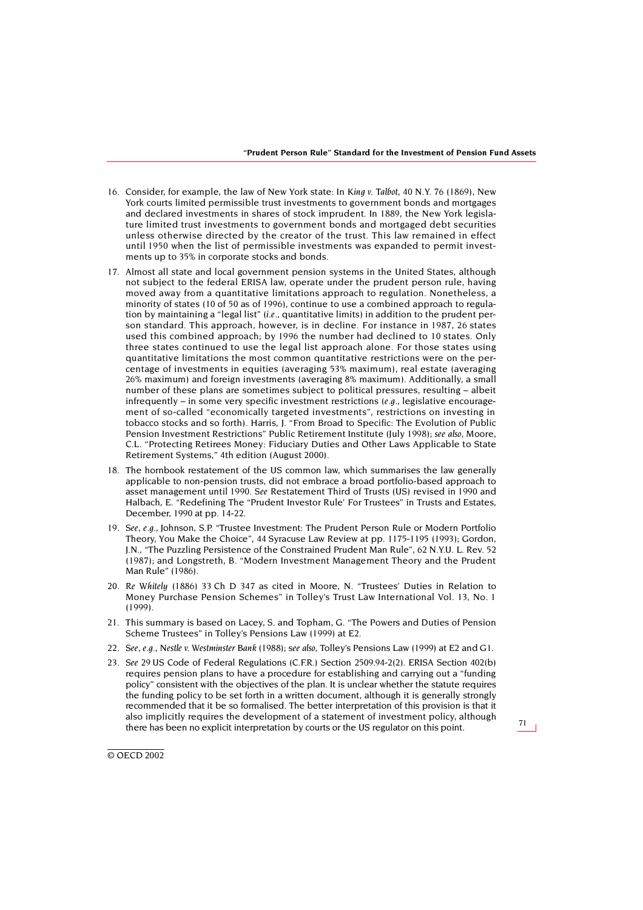16. Consider, for example, the law of New York state: In *King v. Talbot*, 40 N.Y. 76 (1869), New York courts limited permissible trust investments to government bonds and mortgages and declared investments in shares of stock imprudent. In 1889, the New York legislature limited trust investments to government bonds and mortgaged debt securities unless otherwise directed by the creator of the trust. This law remained in effect until 1950 when the list of permissible investments was expanded to permit investments up to 35% in corporate stocks and bonds.

17. Almost all state and local government pension systems in the United States, although not subject to the federal ERISA law, operate under the prudent person rule, having moved away from a quantitative limitations approach to regulation. Nonetheless, a minority of states (10 of 50 as of 1996), continue to use a combined approach to regulation by maintaining a "legal list" (*i.e.*, quantitative limits) in addition to the prudent person standard. This approach, however, is in decline. For instance in 1987, 26 states used this combined approach; by 1996 the number had declined to 10 states. Only three states continued to use the legal list approach alone. For those states using quantitative limitations the most common quantitative restrictions were on the percentage of investments in equities (averaging 53% maximum), real estate (averaging 26% maximum) and foreign investments (averaging 8% maximum). Additionally, a small number of these plans are sometimes subject to political pressures, resulting – albeit infrequently – in some very specific investment restrictions (*e.g.*, legislative encouragement of so-called "economically targeted investments", restrictions on investing in tobacco stocks and so forth). Harris, J. "From Broad to Specific: The Evolution of Public Pension Investment Restrictions" Public Retirement Institute (July 1998); *see also*, Moore, C.L. "Protecting Retirees Money: Fiduciary Duties and Other Laws Applicable to State Retirement Systems," 4th edition (August 2000).

18. The hornbook restatement of the US common law, which summarises the law generally applicable to non-pension trusts, did not embrace a broad portfolio-based approach to asset management until 1990. *See* Restatement Third of Trusts (US) revised in 1990 and Halbach, E. "Redefining The "Prudent Investor Rule' For Trustees" in Trusts and Estates, December, 1990 at pp. 14-22.

19. *See*, *e.g.*, Johnson, S.P. "Trustee Investment: The Prudent Person Rule or Modern Portfolio Theory, You Make the Choice", 44 Syracuse Law Review at pp. 1175-1195 (1993); Gordon, J.N., "The Puzzling Persistence of the Constrained Prudent Man Rule", 62 N.Y.U. L. Rev. 52 (1987); and Longstreth, B. "Modern Investment Management Theory and the Prudent Man Rule" (1986).

20. *Re Whitely* (1886) 33 Ch D 347 as cited in Moore, N. "Trustees' Duties in Relation to Money Purchase Pension Schemes" in Tolley's Trust Law International Vol. 13, No. 1 (1999).

21. This summary is based on Lacey, S. and Topham, G. "The Powers and Duties of Pension Scheme Trustees" in Tolley's Pensions Law (1999) at E2.

22. *See*, *e.g.*, *Nestle v. Westminster Bank* (1988); *see also*, Tolley's Pensions Law (1999) at E2 and G1.

23. *See* 29 US Code of Federal Regulations (C.F.R.) Section 2509.94-2(2). ERISA Section 402(b) requires pension plans to have a procedure for establishing and carrying out a "funding policy" consistent with the objectives of the plan. It is unclear whether the statute requires the funding policy to be set forth in a written document, although it is generally strongly recommended that it be so formalised. The better interpretation of this provision is that it also implicitly requires the development of a statement of investment policy, although there has been no explicit interpretation by courts or the US regulator on this point.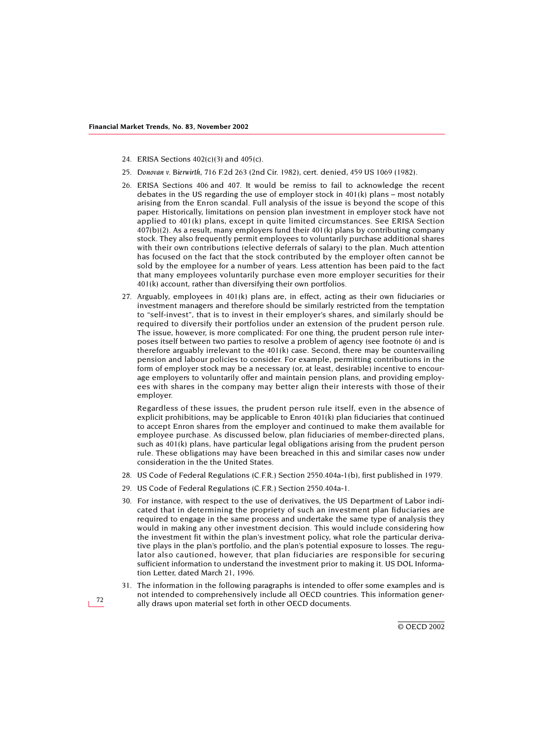24. ERISA Sections 402(c)(3) and 405(c).
25. *Donovan v. Bierwirth*, 716 F.2d 263 (2nd Cir. 1982), cert. denied, 459 US 1069 (1982).
26. ERISA Sections 406 and 407. It would be remiss to fail to acknowledge the recent debates in the US regarding the use of employer stock in 401(k) plans – most notably arising from the Enron scandal. Full analysis of the issue is beyond the scope of this paper. Historically, limitations on pension plan investment in employer stock have not applied to 401(k) plans, except in quite limited circumstances. See ERISA Section 407(b)(2). As a result, many employers fund their 401(k) plans by contributing company stock. They also frequently permit employees to voluntarily purchase additional shares with their own contributions (elective deferrals of salary) to the plan. Much attention has focused on the fact that the stock contributed by the employer often cannot be sold by the employee for a number of years. Less attention has been paid to the fact that many employees voluntarily purchase even more employer securities for their 401(k) account, rather than diversifying their own portfolios.
27. Arguably, employees in 401(k) plans are, in effect, acting as their own fiduciaries or investment managers and therefore should be similarly restricted from the temptation to "self-invest", that is to invest in their employer's shares, and similarly should be required to diversify their portfolios under an extension of the prudent person rule. The issue, however, is more complicated: For one thing, the prudent person rule interposes itself between two parties to resolve a problem of agency (see footnote 6) and is therefore arguably irrelevant to the 401(k) case. Second, there may be countervailing pension and labour policies to consider. For example, permitting contributions in the form of employer stock may be a necessary (or, at least, desirable) incentive to encourage employers to voluntarily offer and maintain pension plans, and providing employees with shares in the company may better align their interests with those of their employer.

    Regardless of these issues, the prudent person rule itself, even in the absence of explicit prohibitions, may be applicable to Enron 401(k) plan fiduciaries that continued to accept Enron shares from the employer and continued to make them available for employee purchase. As discussed below, plan fiduciaries of member-directed plans, such as 401(k) plans, have particular legal obligations arising from the prudent person rule. These obligations may have been breached in this and similar cases now under consideration in the the United States.
28. US Code of Federal Regulations (C.F.R.) Section 2550.404a-1(b), first published in 1979.
29. US Code of Federal Regulations (C.F.R.) Section 2550.404a-1.
30. For instance, with respect to the use of derivatives, the US Department of Labor indicated that in determining the propriety of such an investment plan fiduciaries are required to engage in the same process and undertake the same type of analysis they would in making any other investment decision. This would include considering how the investment fit within the plan's investment policy, what role the particular derivative plays in the plan's portfolio, and the plan's potential exposure to losses. The regulator also cautioned, however, that plan fiduciaries are responsible for securing sufficient information to understand the investment prior to making it. US DOL Information Letter, dated March 21, 1996.
31. The information in the following paragraphs is intended to offer some examples and is not intended to comprehensively include all OECD countries. This information generally draws upon material set forth in other OECD documents.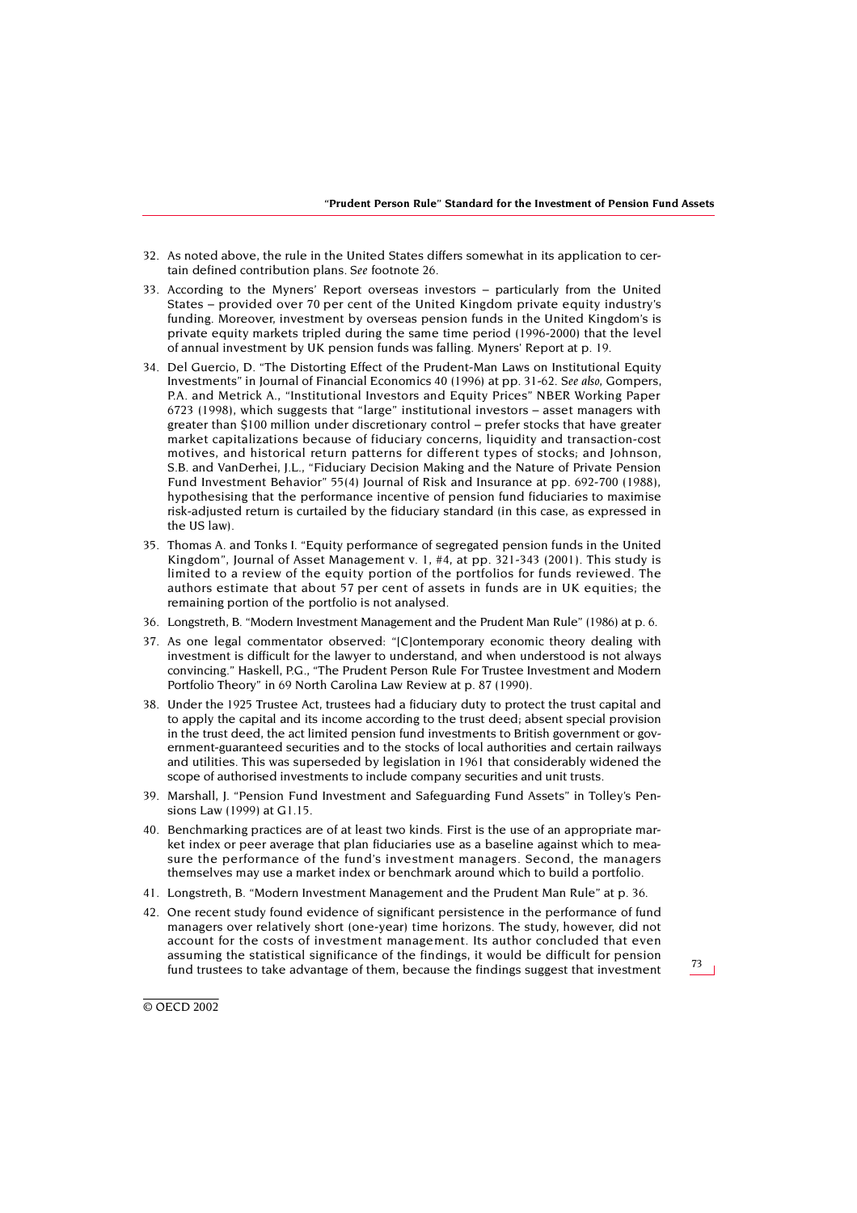32. As noted above, the rule in the United States differs somewhat in its application to certain defined contribution plans. *See* footnote 26.

33. According to the Myners' Report overseas investors – particularly from the United States – provided over 70 per cent of the United Kingdom private equity industry's funding. Moreover, investment by overseas pension funds in the United Kingdom's is private equity markets tripled during the same time period (1996-2000) that the level of annual investment by UK pension funds was falling. Myners' Report at p. 19.

34. Del Guercio, D. "The Distorting Effect of the Prudent-Man Laws on Institutional Equity Investments" in Journal of Financial Economics 40 (1996) at pp. 31-62. *See also*, Gompers, P.A. and Metrick A., "Institutional Investors and Equity Prices" NBER Working Paper 6723 (1998), which suggests that "large" institutional investors – asset managers with greater than $100 million under discretionary control – prefer stocks that have greater market capitalizations because of fiduciary concerns, liquidity and transaction-cost motives, and historical return patterns for different types of stocks; and Johnson, S.B. and VanDerhei, J.L., "Fiduciary Decision Making and the Nature of Private Pension Fund Investment Behavior" 55(4) Journal of Risk and Insurance at pp. 692-700 (1988), hypothesising that the performance incentive of pension fund fiduciaries to maximise risk-adjusted return is curtailed by the fiduciary standard (in this case, as expressed in the US law).

35. Thomas A. and Tonks I. "Equity performance of segregated pension funds in the United Kingdom", Journal of Asset Management v. 1, #4, at pp. 321-343 (2001). This study is limited to a review of the equity portion of the portfolios for funds reviewed. The authors estimate that about 57 per cent of assets in funds are in UK equities; the remaining portion of the portfolio is not analysed.

36. Longstreth, B. "Modern Investment Management and the Prudent Man Rule" (1986) at p. 6.

37. As one legal commentator observed: "[C]ontemporary economic theory dealing with investment is difficult for the lawyer to understand, and when understood is not always convincing." Haskell, P.G., "The Prudent Person Rule For Trustee Investment and Modern Portfolio Theory" in 69 North Carolina Law Review at p. 87 (1990).

38. Under the 1925 Trustee Act, trustees had a fiduciary duty to protect the trust capital and to apply the capital and its income according to the trust deed; absent special provision in the trust deed, the act limited pension fund investments to British government or government-guaranteed securities and to the stocks of local authorities and certain railways and utilities. This was superseded by legislation in 1961 that considerably widened the scope of authorised investments to include company securities and unit trusts.

39. Marshall, J. "Pension Fund Investment and Safeguarding Fund Assets" in Tolley's Pensions Law (1999) at G1.15.

40. Benchmarking practices are of at least two kinds. First is the use of an appropriate market index or peer average that plan fiduciaries use as a baseline against which to measure the performance of the fund's investment managers. Second, the managers themselves may use a market index or benchmark around which to build a portfolio.

41. Longstreth, B. "Modern Investment Management and the Prudent Man Rule" at p. 36.

42. One recent study found evidence of significant persistence in the performance of fund managers over relatively short (one-year) time horizons. The study, however, did not account for the costs of investment management. Its author concluded that even assuming the statistical significance of the findings, it would be difficult for pension fund trustees to take advantage of them, because the findings suggest that investment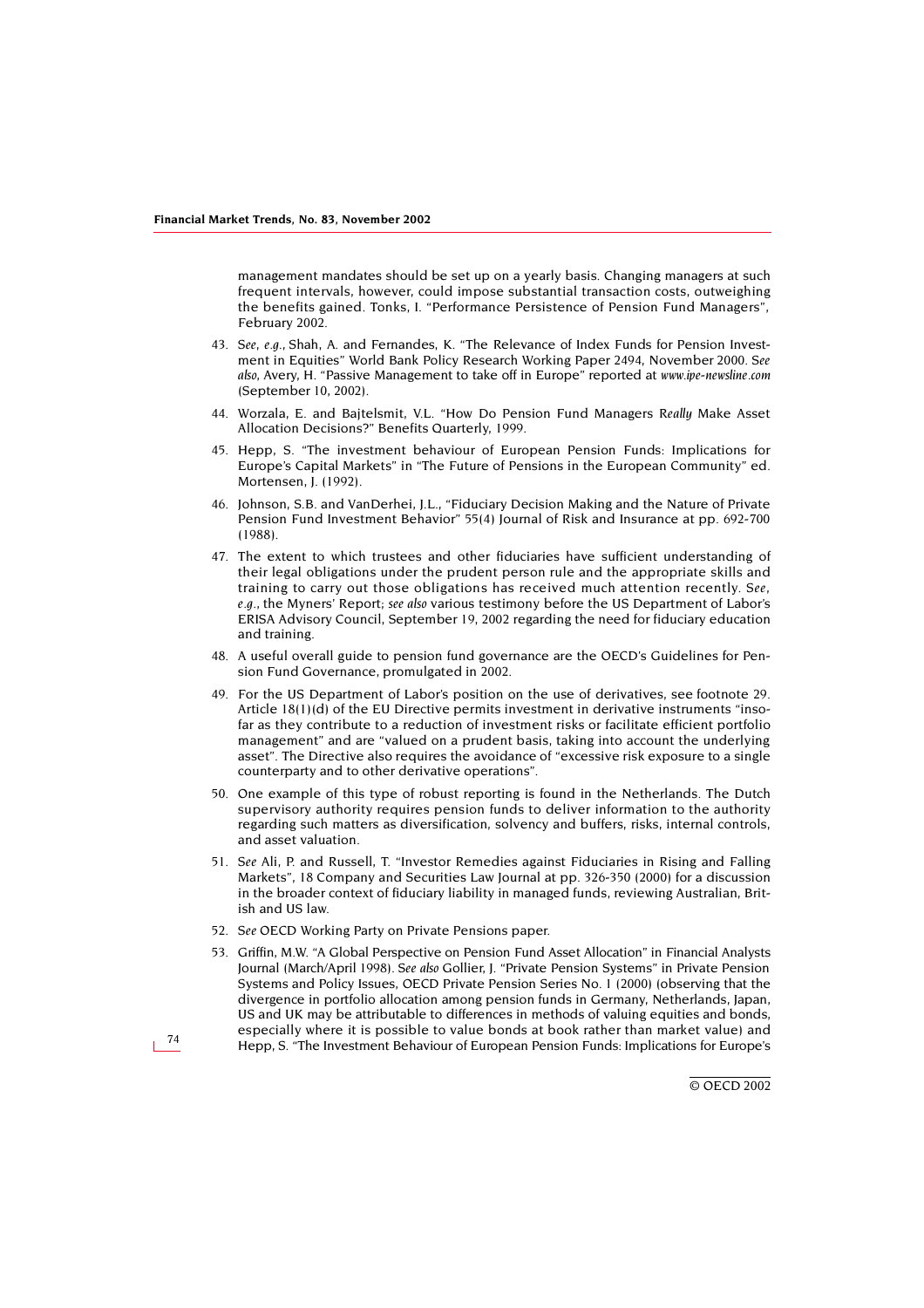management mandates should be set up on a yearly basis. Changing managers at such frequent intervals, however, could impose substantial transaction costs, outweighing the benefits gained. Tonks, I. "Performance Persistence of Pension Fund Managers", February 2002.

43. *See, e.g.*, Shah, A. and Fernandes, K. "The Relevance of Index Funds for Pension Investment in Equities" World Bank Policy Research Working Paper 2494, November 2000. *See also*, Avery, H. "Passive Management to take off in Europe" reported at *www.ipe-newsline.com* (September 10, 2002).

44. Worzala, E. and Bajtelsmit, V.L. "How Do Pension Fund Managers *Really* Make Asset Allocation Decisions?" Benefits Quarterly, 1999.

45. Hepp, S. "The investment behaviour of European Pension Funds: Implications for Europe's Capital Markets" in "The Future of Pensions in the European Community" ed. Mortensen, J. (1992).

46. Johnson, S.B. and VanDerhei, J.L., "Fiduciary Decision Making and the Nature of Private Pension Fund Investment Behavior" 55(4) Journal of Risk and Insurance at pp. 692-700 (1988).

47. The extent to which trustees and other fiduciaries have sufficient understanding of their legal obligations under the prudent person rule and the appropriate skills and training to carry out those obligations has received much attention recently. *See, e.g.*, the Myners' Report; *see also* various testimony before the US Department of Labor's ERISA Advisory Council, September 19, 2002 regarding the need for fiduciary education and training.

48. A useful overall guide to pension fund governance are the OECD's Guidelines for Pension Fund Governance, promulgated in 2002.

49. For the US Department of Labor's position on the use of derivatives, see footnote 29. Article 18(1)(d) of the EU Directive permits investment in derivative instruments "insofar as they contribute to a reduction of investment risks or facilitate efficient portfolio management" and are "valued on a prudent basis, taking into account the underlying asset". The Directive also requires the avoidance of "excessive risk exposure to a single counterparty and to other derivative operations".

50. One example of this type of robust reporting is found in the Netherlands. The Dutch supervisory authority requires pension funds to deliver information to the authority regarding such matters as diversification, solvency and buffers, risks, internal controls, and asset valuation.

51. *See* Ali, P. and Russell, T. "Investor Remedies against Fiduciaries in Rising and Falling Markets", 18 Company and Securities Law Journal at pp. 326-350 (2000) for a discussion in the broader context of fiduciary liability in managed funds, reviewing Australian, British and US law.

52. *See* OECD Working Party on Private Pensions paper.

53. Griffin, M.W. "A Global Perspective on Pension Fund Asset Allocation" in Financial Analysts Journal (March/April 1998). *See also* Gollier, J. "Private Pension Systems" in Private Pension Systems and Policy Issues, OECD Private Pension Series No. 1 (2000) (observing that the divergence in portfolio allocation among pension funds in Germany, Netherlands, Japan, US and UK may be attributable to differences in methods of valuing equities and bonds, especially where it is possible to value bonds at book rather than market value) and Hepp, S. "The Investment Behaviour of European Pension Funds: Implications for Europe's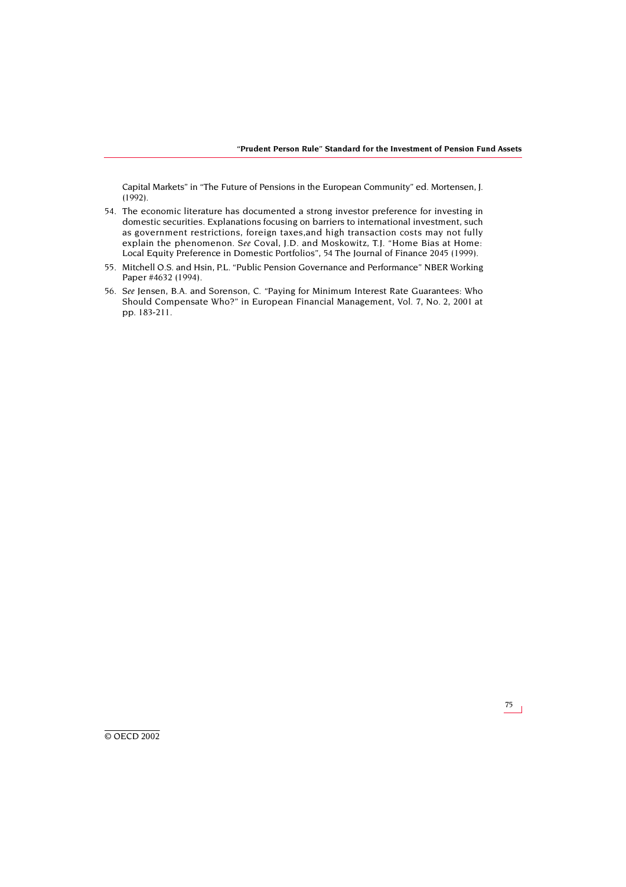Capital Markets" in "The Future of Pensions in the European Community" ed. Mortensen, J. (1992).

54. The economic literature has documented a strong investor preference for investing in domestic securities. Explanations focusing on barriers to international investment, such as government restrictions, foreign taxes,and high transaction costs may not fully explain the phenomenon. *See* Coval, J.D. and Moskowitz, T.J. "Home Bias at Home: Local Equity Preference in Domestic Portfolios", 54 The Journal of Finance 2045 (1999).
55. Mitchell O.S. and Hsin, P.L. "Public Pension Governance and Performance" NBER Working Paper #4632 (1994).
56. *See* Jensen, B.A. and Sorenson, C. "Paying for Minimum Interest Rate Guarantees: Who Should Compensate Who?" in European Financial Management, Vol. 7, No. 2, 2001 at pp. 183-211.